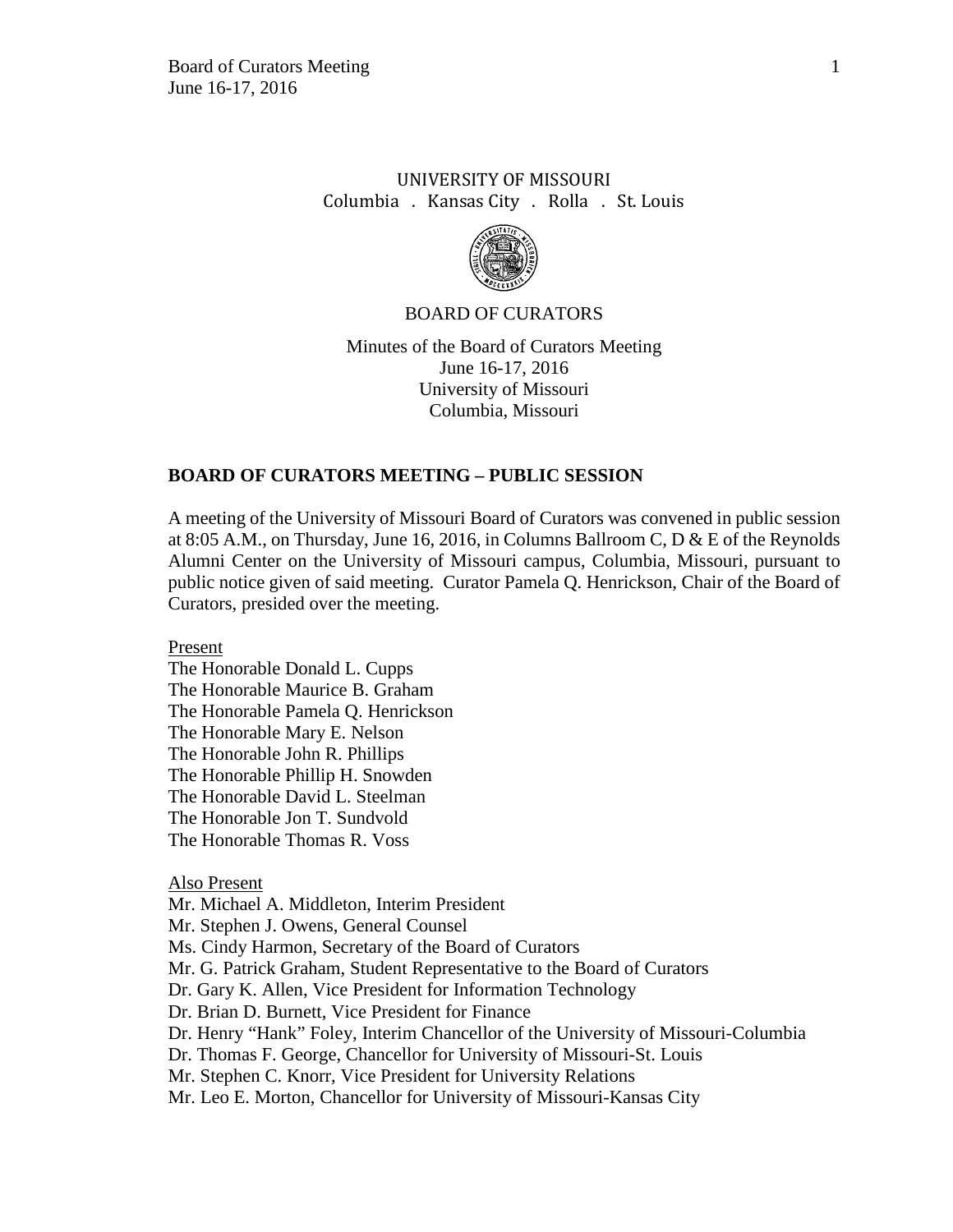UNIVERSITY OF MISSOURI
Columbia . Kansas City . Rolla . St. Louis

BOARD OF CURATORS

Minutes of the Board of Curators Meeting
June 16-17, 2016
University of Missouri
Columbia, Missouri

## BOARD OF CURATORS MEETING – PUBLIC SESSION

A meeting of the University of Missouri Board of Curators was convened in public session at 8:05 A.M., on Thursday, June 16, 2016, in Columns Ballroom C, D & E of the Reynolds Alumni Center on the University of Missouri campus, Columbia, Missouri, pursuant to public notice given of said meeting. Curator Pamela Q. Henrickson, Chair of the Board of Curators, presided over the meeting.

Present
The Honorable Donald L. Cupps
The Honorable Maurice B. Graham
The Honorable Pamela Q. Henrickson
The Honorable Mary E. Nelson
The Honorable John R. Phillips
The Honorable Phillip H. Snowden
The Honorable David L. Steelman
The Honorable Jon T. Sundvold
The Honorable Thomas R. Voss

Also Present
Mr. Michael A. Middleton, Interim President
Mr. Stephen J. Owens, General Counsel
Ms. Cindy Harmon, Secretary of the Board of Curators
Mr. G. Patrick Graham, Student Representative to the Board of Curators
Dr. Gary K. Allen, Vice President for Information Technology
Dr. Brian D. Burnett, Vice President for Finance
Dr. Henry "Hank" Foley, Interim Chancellor of the University of Missouri-Columbia
Dr. Thomas F. George, Chancellor for University of Missouri-St. Louis
Mr. Stephen C. Knorr, Vice President for University Relations
Mr. Leo E. Morton, Chancellor for University of Missouri-Kansas City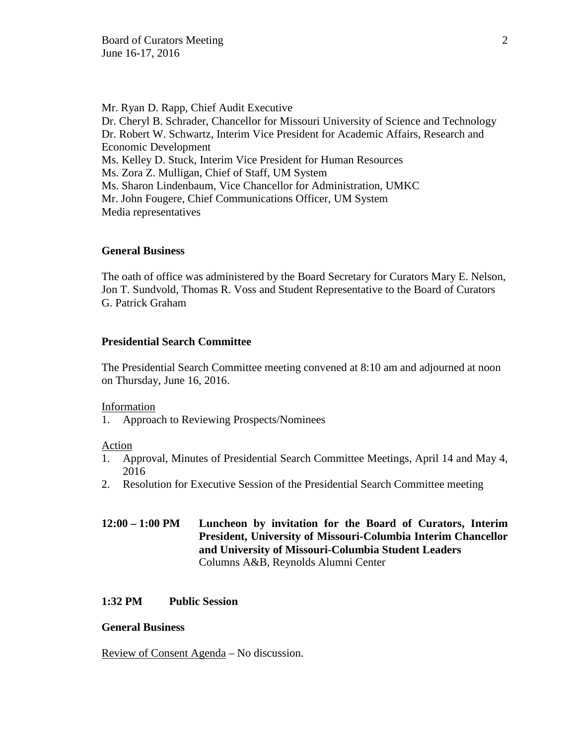Mr. Ryan D. Rapp, Chief Audit Executive
Dr. Cheryl B. Schrader, Chancellor for Missouri University of Science and Technology
Dr. Robert W. Schwartz, Interim Vice President for Academic Affairs, Research and Economic Development
Ms. Kelley D. Stuck, Interim Vice President for Human Resources
Ms. Zora Z. Mulligan, Chief of Staff, UM System
Ms. Sharon Lindenbaum, Vice Chancellor for Administration, UMKC
Mr. John Fougere, Chief Communications Officer, UM System
Media representatives

**General Business**

The oath of office was administered by the Board Secretary for Curators Mary E. Nelson, Jon T. Sundvold, Thomas R. Voss and Student Representative to the Board of Curators G. Patrick Graham

**Presidential Search Committee**

The Presidential Search Committee meeting convened at 8:10 am and adjourned at noon on Thursday, June 16, 2016.

Information

1. Approach to Reviewing Prospects/Nominees

Action

1. Approval, Minutes of Presidential Search Committee Meetings, April 14 and May 4, 2016
2. Resolution for Executive Session of the Presidential Search Committee meeting

**12:00 – 1:00 PM** **Luncheon by invitation for the Board of Curators, Interim President, University of Missouri-Columbia Interim Chancellor and University of Missouri-Columbia Student Leaders**
Columns A&B, Reynolds Alumni Center

**1:32 PM Public Session**

**General Business**

Review of Consent Agenda – No discussion.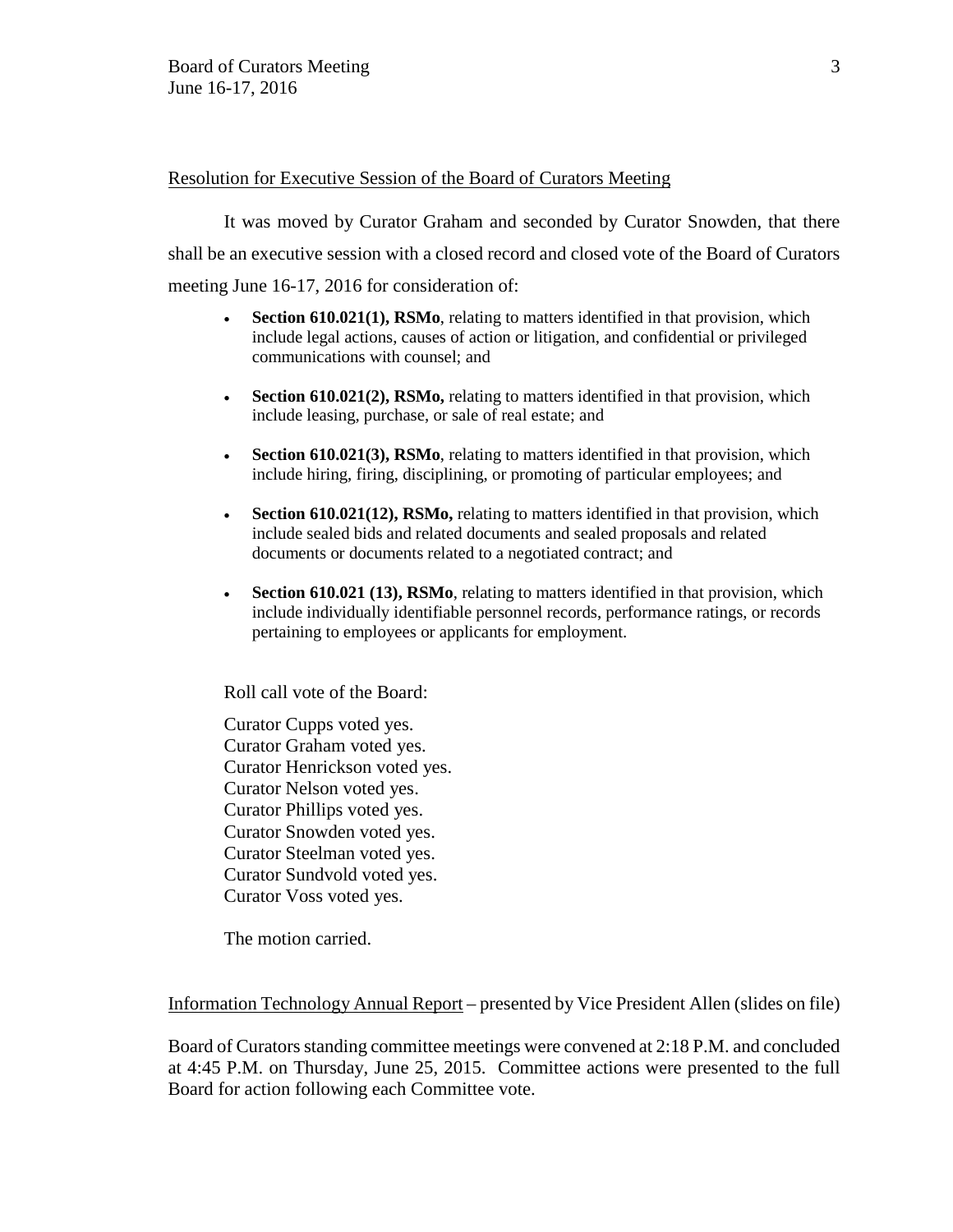Resolution for Executive Session of the Board of Curators Meeting

It was moved by Curator Graham and seconded by Curator Snowden, that there shall be an executive session with a closed record and closed vote of the Board of Curators meeting June 16-17, 2016 for consideration of:

- **Section 610.021(1), RSMo**, relating to matters identified in that provision, which include legal actions, causes of action or litigation, and confidential or privileged communications with counsel; and
- **Section 610.021(2), RSMo,** relating to matters identified in that provision, which include leasing, purchase, or sale of real estate; and
- **Section 610.021(3), RSMo**, relating to matters identified in that provision, which include hiring, firing, disciplining, or promoting of particular employees; and
- **Section 610.021(12), RSMo,** relating to matters identified in that provision, which include sealed bids and related documents and sealed proposals and related documents or documents related to a negotiated contract; and
- **Section 610.021 (13), RSMo**, relating to matters identified in that provision, which include individually identifiable personnel records, performance ratings, or records pertaining to employees or applicants for employment.

Roll call vote of the Board:

Curator Cupps voted yes.
Curator Graham voted yes.
Curator Henrickson voted yes.
Curator Nelson voted yes.
Curator Phillips voted yes.
Curator Snowden voted yes.
Curator Steelman voted yes.
Curator Sundvold voted yes.
Curator Voss voted yes.

The motion carried.

Information Technology Annual Report – presented by Vice President Allen (slides on file)

Board of Curators standing committee meetings were convened at 2:18 P.M. and concluded at 4:45 P.M. on Thursday, June 25, 2015. Committee actions were presented to the full Board for action following each Committee vote.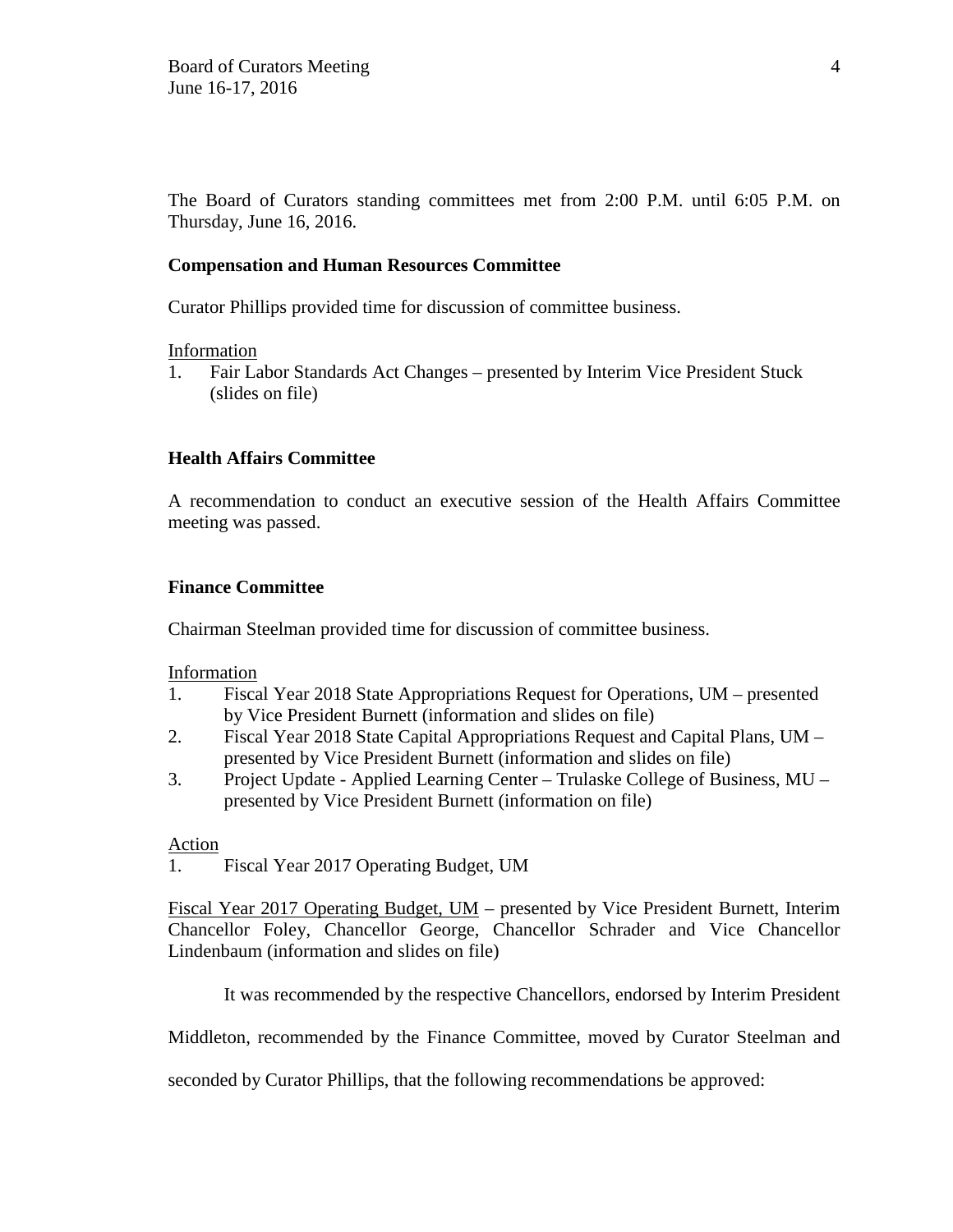The Board of Curators standing committees met from 2:00 P.M. until 6:05 P.M. on Thursday, June 16, 2016.

**Compensation and Human Resources Committee**

Curator Phillips provided time for discussion of committee business.

Information

1. Fair Labor Standards Act Changes – presented by Interim Vice President Stuck (slides on file)

**Health Affairs Committee**

A recommendation to conduct an executive session of the Health Affairs Committee meeting was passed.

**Finance Committee**

Chairman Steelman provided time for discussion of committee business.

Information

1. Fiscal Year 2018 State Appropriations Request for Operations, UM – presented by Vice President Burnett (information and slides on file)
2. Fiscal Year 2018 State Capital Appropriations Request and Capital Plans, UM – presented by Vice President Burnett (information and slides on file)
3. Project Update - Applied Learning Center – Trulaske College of Business, MU – presented by Vice President Burnett (information on file)

Action

1. Fiscal Year 2017 Operating Budget, UM

Fiscal Year 2017 Operating Budget, UM – presented by Vice President Burnett, Interim Chancellor Foley, Chancellor George, Chancellor Schrader and Vice Chancellor Lindenbaum (information and slides on file)

It was recommended by the respective Chancellors, endorsed by Interim President Middleton, recommended by the Finance Committee, moved by Curator Steelman and seconded by Curator Phillips, that the following recommendations be approved: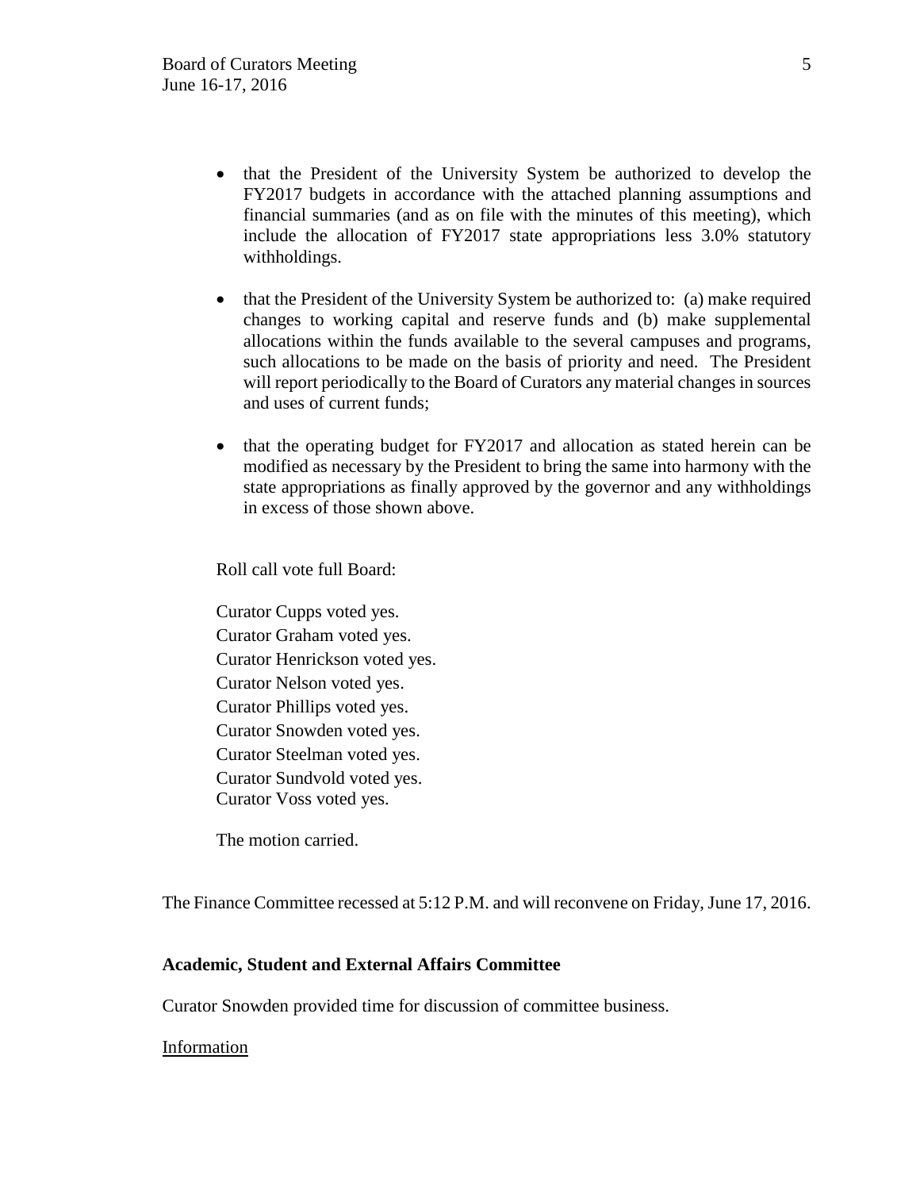- that the President of the University System be authorized to develop the FY2017 budgets in accordance with the attached planning assumptions and financial summaries (and as on file with the minutes of this meeting), which include the allocation of FY2017 state appropriations less 3.0% statutory withholdings.

- that the President of the University System be authorized to: (a) make required changes to working capital and reserve funds and (b) make supplemental allocations within the funds available to the several campuses and programs, such allocations to be made on the basis of priority and need. The President will report periodically to the Board of Curators any material changes in sources and uses of current funds;

- that the operating budget for FY2017 and allocation as stated herein can be modified as necessary by the President to bring the same into harmony with the state appropriations as finally approved by the governor and any withholdings in excess of those shown above.

Roll call vote full Board:

Curator Cupps voted yes.
Curator Graham voted yes.
Curator Henrickson voted yes.
Curator Nelson voted yes.
Curator Phillips voted yes.
Curator Snowden voted yes.
Curator Steelman voted yes.
Curator Sundvold voted yes.
Curator Voss voted yes.

The motion carried.

The Finance Committee recessed at 5:12 P.M. and will reconvene on Friday, June 17, 2016.

**Academic, Student and External Affairs Committee**

Curator Snowden provided time for discussion of committee business.

Information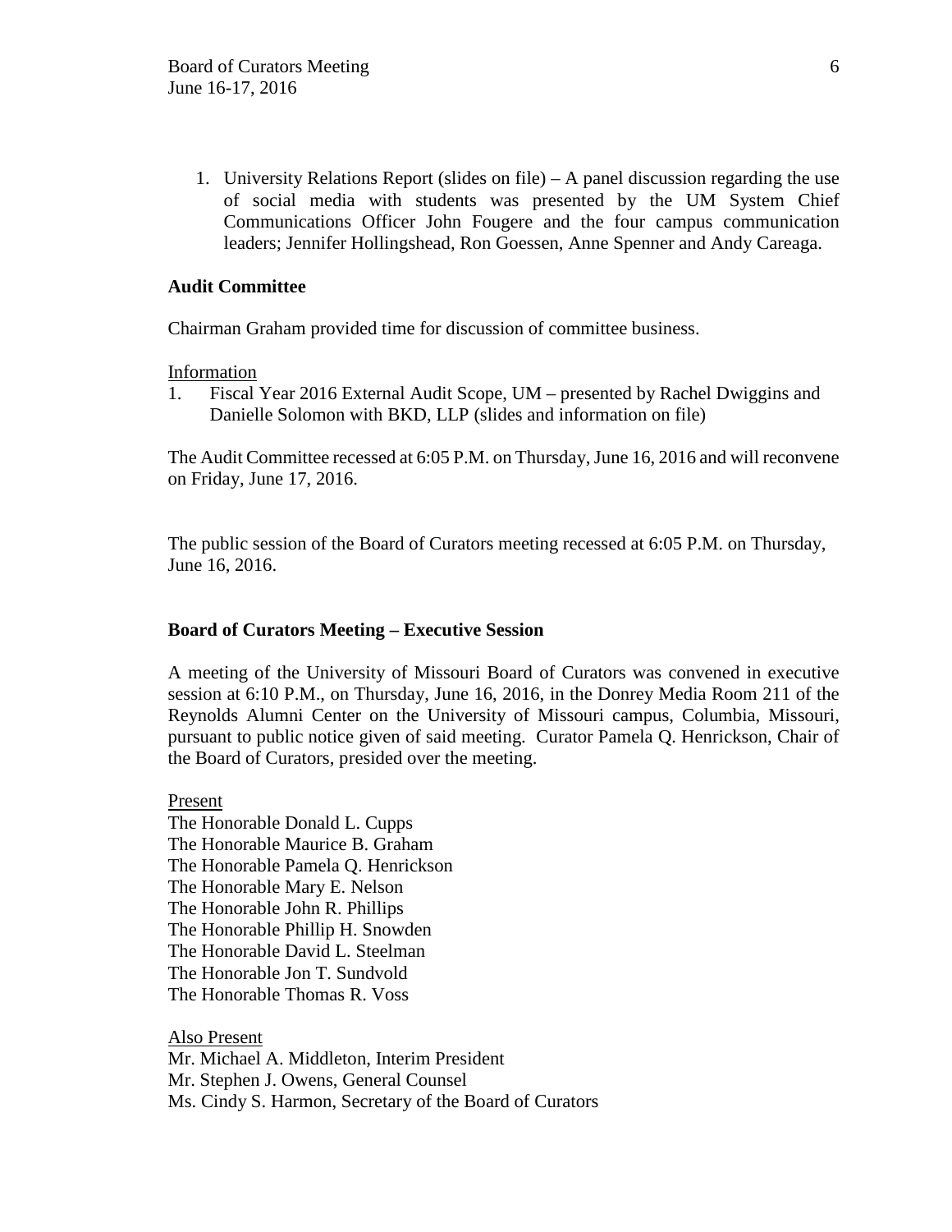1. University Relations Report (slides on file) – A panel discussion regarding the use of social media with students was presented by the UM System Chief Communications Officer John Fougere and the four campus communication leaders; Jennifer Hollingshead, Ron Goessen, Anne Spenner and Andy Careaga.

**Audit Committee**

Chairman Graham provided time for discussion of committee business.

Information

1. Fiscal Year 2016 External Audit Scope, UM – presented by Rachel Dwiggins and Danielle Solomon with BKD, LLP (slides and information on file)

The Audit Committee recessed at 6:05 P.M. on Thursday, June 16, 2016 and will reconvene on Friday, June 17, 2016.

The public session of the Board of Curators meeting recessed at 6:05 P.M. on Thursday, June 16, 2016.

**Board of Curators Meeting – Executive Session**

A meeting of the University of Missouri Board of Curators was convened in executive session at 6:10 P.M., on Thursday, June 16, 2016, in the Donrey Media Room 211 of the Reynolds Alumni Center on the University of Missouri campus, Columbia, Missouri, pursuant to public notice given of said meeting. Curator Pamela Q. Henrickson, Chair of the Board of Curators, presided over the meeting.

Present

The Honorable Donald L. Cupps
The Honorable Maurice B. Graham
The Honorable Pamela Q. Henrickson
The Honorable Mary E. Nelson
The Honorable John R. Phillips
The Honorable Phillip H. Snowden
The Honorable David L. Steelman
The Honorable Jon T. Sundvold
The Honorable Thomas R. Voss

Also Present

Mr. Michael A. Middleton, Interim President
Mr. Stephen J. Owens, General Counsel
Ms. Cindy S. Harmon, Secretary of the Board of Curators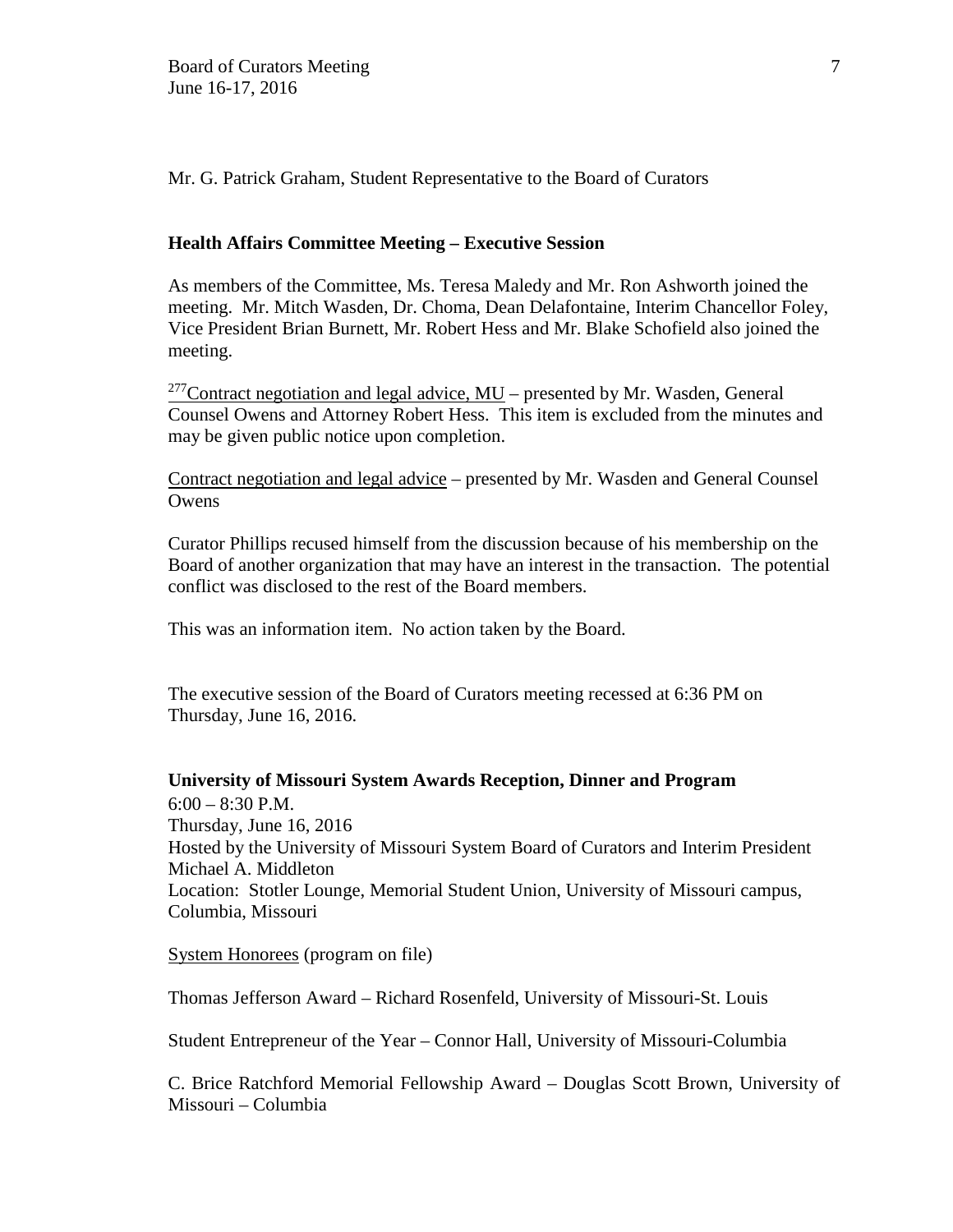Mr. G. Patrick Graham, Student Representative to the Board of Curators

**Health Affairs Committee Meeting – Executive Session**

As members of the Committee, Ms. Teresa Maledy and Mr. Ron Ashworth joined the meeting. Mr. Mitch Wasden, Dr. Choma, Dean Delafontaine, Interim Chancellor Foley, Vice President Brian Burnett, Mr. Robert Hess and Mr. Blake Schofield also joined the meeting.

[277]Contract negotiation and legal advice, MU – presented by Mr. Wasden, General Counsel Owens and Attorney Robert Hess. This item is excluded from the minutes and may be given public notice upon completion.

Contract negotiation and legal advice – presented by Mr. Wasden and General Counsel Owens

Curator Phillips recused himself from the discussion because of his membership on the Board of another organization that may have an interest in the transaction. The potential conflict was disclosed to the rest of the Board members.

This was an information item. No action taken by the Board.

The executive session of the Board of Curators meeting recessed at 6:36 PM on Thursday, June 16, 2016.

**University of Missouri System Awards Reception, Dinner and Program**

6:00 – 8:30 P.M.
Thursday, June 16, 2016
Hosted by the University of Missouri System Board of Curators and Interim President Michael A. Middleton
Location: Stotler Lounge, Memorial Student Union, University of Missouri campus, Columbia, Missouri

System Honorees (program on file)

Thomas Jefferson Award – Richard Rosenfeld, University of Missouri-St. Louis

Student Entrepreneur of the Year – Connor Hall, University of Missouri-Columbia

C. Brice Ratchford Memorial Fellowship Award – Douglas Scott Brown, University of Missouri – Columbia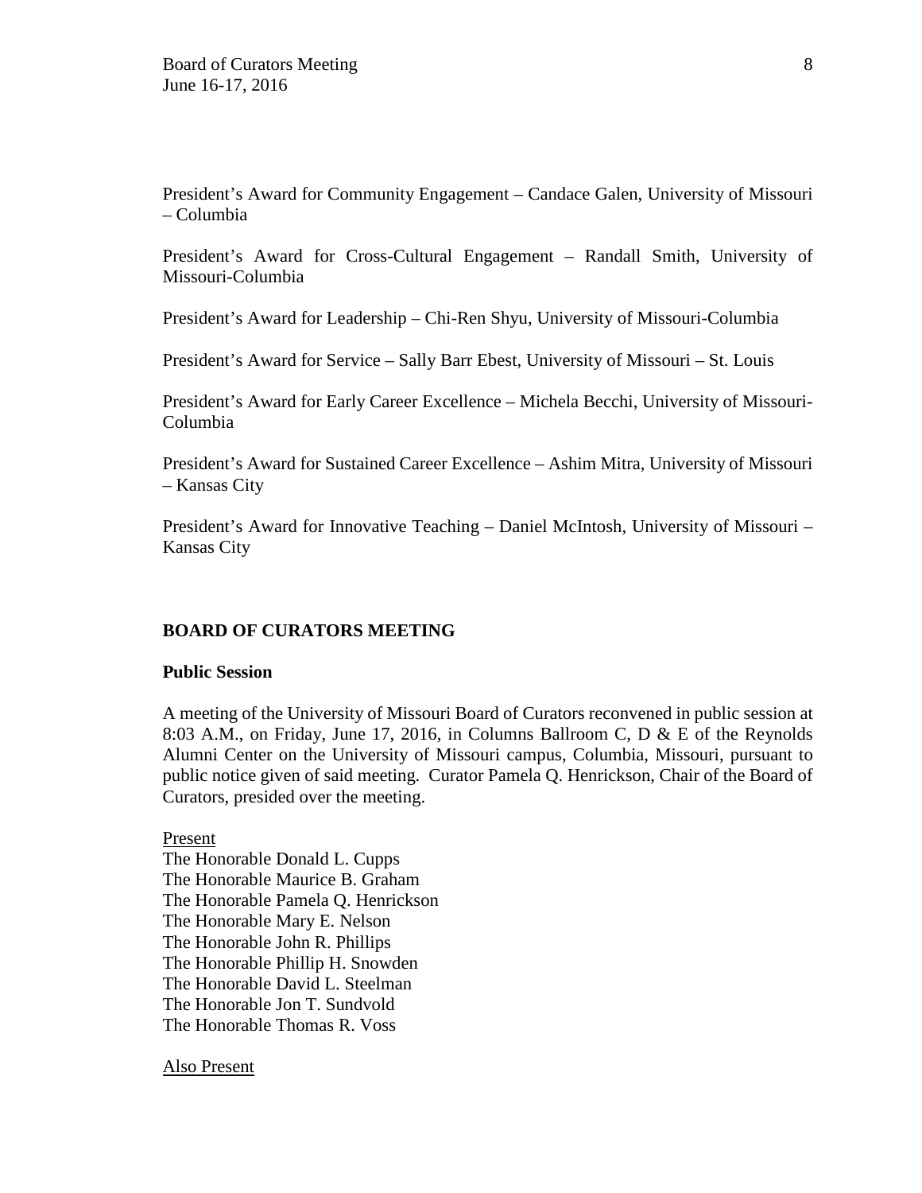President's Award for Community Engagement – Candace Galen, University of Missouri – Columbia

President's Award for Cross-Cultural Engagement – Randall Smith, University of Missouri-Columbia

President's Award for Leadership – Chi-Ren Shyu, University of Missouri-Columbia

President's Award for Service – Sally Barr Ebest, University of Missouri – St. Louis

President's Award for Early Career Excellence – Michela Becchi, University of Missouri-Columbia

President's Award for Sustained Career Excellence – Ashim Mitra, University of Missouri – Kansas City

President's Award for Innovative Teaching – Daniel McIntosh, University of Missouri – Kansas City

**BOARD OF CURATORS MEETING**

**Public Session**

A meeting of the University of Missouri Board of Curators reconvened in public session at 8:03 A.M., on Friday, June 17, 2016, in Columns Ballroom C, D & E of the Reynolds Alumni Center on the University of Missouri campus, Columbia, Missouri, pursuant to public notice given of said meeting. Curator Pamela Q. Henrickson, Chair of the Board of Curators, presided over the meeting.

<u>Present</u>
The Honorable Donald L. Cupps
The Honorable Maurice B. Graham
The Honorable Pamela Q. Henrickson
The Honorable Mary E. Nelson
The Honorable John R. Phillips
The Honorable Phillip H. Snowden
The Honorable David L. Steelman
The Honorable Jon T. Sundvold
The Honorable Thomas R. Voss

<u>Also Present</u>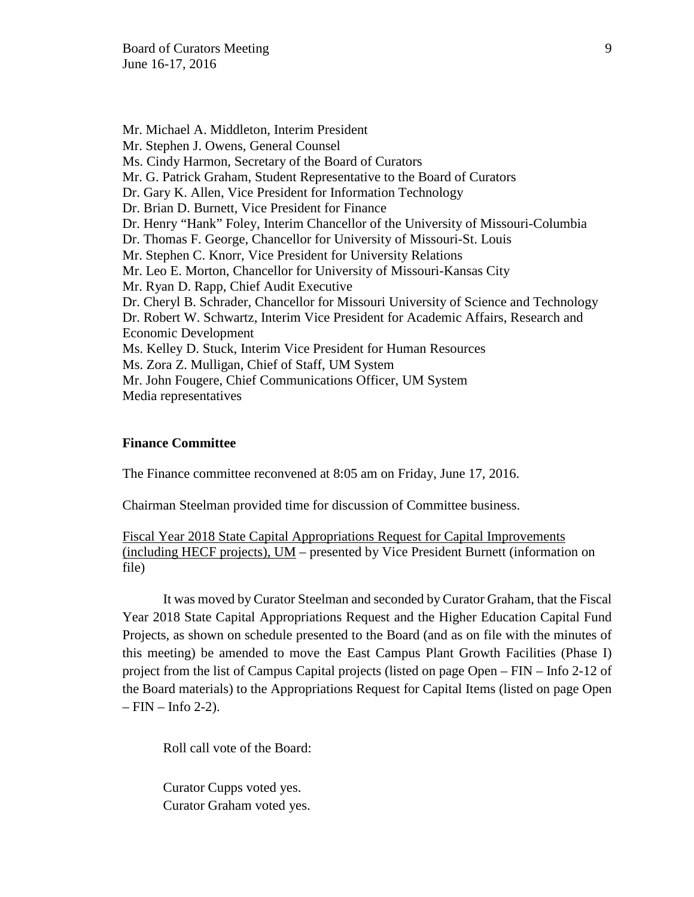Mr. Michael A. Middleton, Interim President
Mr. Stephen J. Owens, General Counsel
Ms. Cindy Harmon, Secretary of the Board of Curators
Mr. G. Patrick Graham, Student Representative to the Board of Curators
Dr. Gary K. Allen, Vice President for Information Technology
Dr. Brian D. Burnett, Vice President for Finance
Dr. Henry "Hank" Foley, Interim Chancellor of the University of Missouri-Columbia
Dr. Thomas F. George, Chancellor for University of Missouri-St. Louis
Mr. Stephen C. Knorr, Vice President for University Relations
Mr. Leo E. Morton, Chancellor for University of Missouri-Kansas City
Mr. Ryan D. Rapp, Chief Audit Executive
Dr. Cheryl B. Schrader, Chancellor for Missouri University of Science and Technology
Dr. Robert W. Schwartz, Interim Vice President for Academic Affairs, Research and Economic Development
Ms. Kelley D. Stuck, Interim Vice President for Human Resources
Ms. Zora Z. Mulligan, Chief of Staff, UM System
Mr. John Fougere, Chief Communications Officer, UM System
Media representatives

**Finance Committee**

The Finance committee reconvened at 8:05 am on Friday, June 17, 2016.

Chairman Steelman provided time for discussion of Committee business.

Fiscal Year 2018 State Capital Appropriations Request for Capital Improvements (including HECF projects), UM – presented by Vice President Burnett (information on file)

It was moved by Curator Steelman and seconded by Curator Graham, that the Fiscal Year 2018 State Capital Appropriations Request and the Higher Education Capital Fund Projects, as shown on schedule presented to the Board (and as on file with the minutes of this meeting) be amended to move the East Campus Plant Growth Facilities (Phase I) project from the list of Campus Capital projects (listed on page Open – FIN – Info 2-12 of the Board materials) to the Appropriations Request for Capital Items (listed on page Open – FIN – Info 2-2).

Roll call vote of the Board:

Curator Cupps voted yes.
Curator Graham voted yes.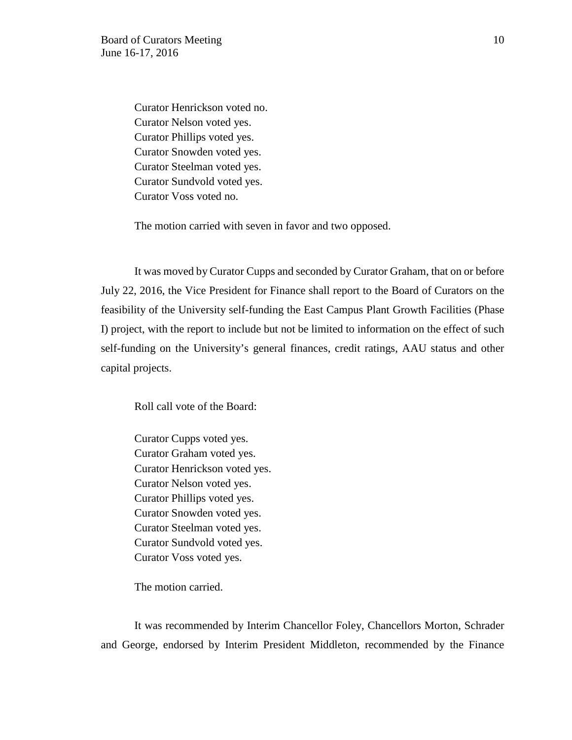Curator Henrickson voted no.
Curator Nelson voted yes.
Curator Phillips voted yes.
Curator Snowden voted yes.
Curator Steelman voted yes.
Curator Sundvold voted yes.
Curator Voss voted no.

The motion carried with seven in favor and two opposed.

It was moved by Curator Cupps and seconded by Curator Graham, that on or before July 22, 2016, the Vice President for Finance shall report to the Board of Curators on the feasibility of the University self-funding the East Campus Plant Growth Facilities (Phase I) project, with the report to include but not be limited to information on the effect of such self-funding on the University's general finances, credit ratings, AAU status and other capital projects.

Roll call vote of the Board:

Curator Cupps voted yes.
Curator Graham voted yes.
Curator Henrickson voted yes.
Curator Nelson voted yes.
Curator Phillips voted yes.
Curator Snowden voted yes.
Curator Steelman voted yes.
Curator Sundvold voted yes.
Curator Voss voted yes.

The motion carried.

It was recommended by Interim Chancellor Foley, Chancellors Morton, Schrader and George, endorsed by Interim President Middleton, recommended by the Finance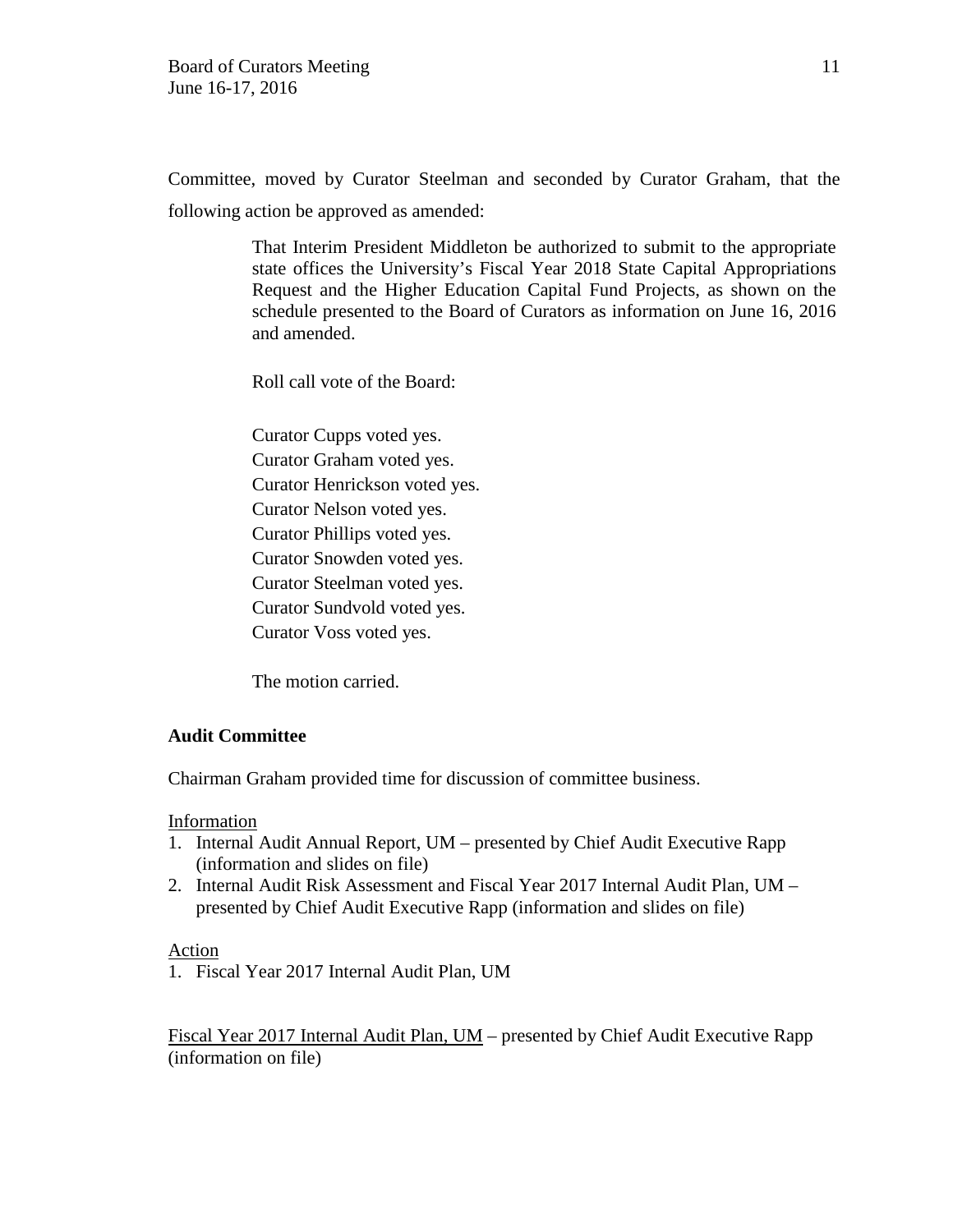Committee, moved by Curator Steelman and seconded by Curator Graham, that the following action be approved as amended:

> That Interim President Middleton be authorized to submit to the appropriate state offices the University's Fiscal Year 2018 State Capital Appropriations Request and the Higher Education Capital Fund Projects, as shown on the schedule presented to the Board of Curators as information on June 16, 2016 and amended.
>
> Roll call vote of the Board:
>
> Curator Cupps voted yes.
> Curator Graham voted yes.
> Curator Henrickson voted yes.
> Curator Nelson voted yes.
> Curator Phillips voted yes.
> Curator Snowden voted yes.
> Curator Steelman voted yes.
> Curator Sundvold voted yes.
> Curator Voss voted yes.
>
> The motion carried.

**Audit Committee**

Chairman Graham provided time for discussion of committee business.

Information

1. Internal Audit Annual Report, UM – presented by Chief Audit Executive Rapp (information and slides on file)
2. Internal Audit Risk Assessment and Fiscal Year 2017 Internal Audit Plan, UM – presented by Chief Audit Executive Rapp (information and slides on file)

Action

1. Fiscal Year 2017 Internal Audit Plan, UM

Fiscal Year 2017 Internal Audit Plan, UM – presented by Chief Audit Executive Rapp (information on file)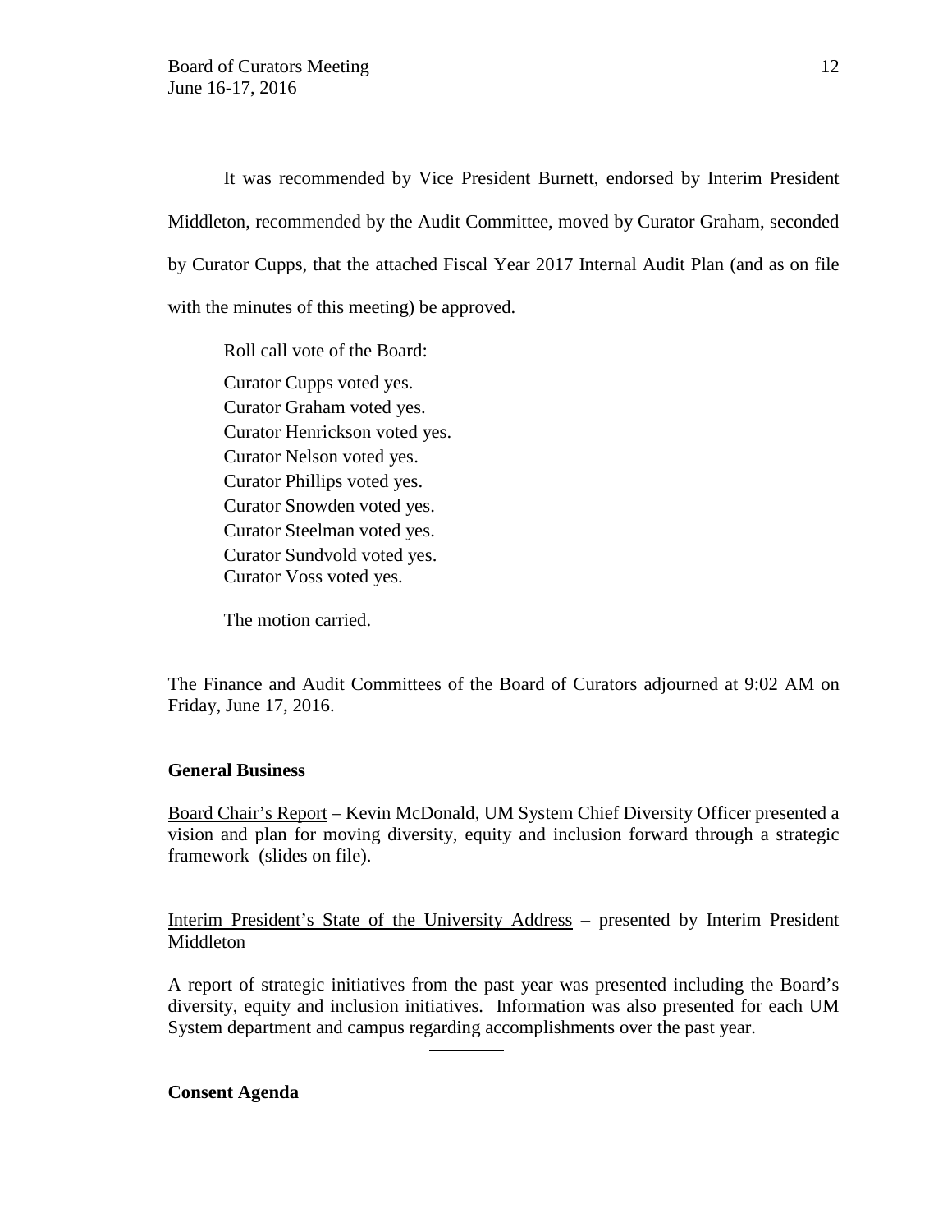It was recommended by Vice President Burnett, endorsed by Interim President Middleton, recommended by the Audit Committee, moved by Curator Graham, seconded by Curator Cupps, that the attached Fiscal Year 2017 Internal Audit Plan (and as on file with the minutes of this meeting) be approved.

Roll call vote of the Board:

Curator Cupps voted yes.
Curator Graham voted yes.
Curator Henrickson voted yes.
Curator Nelson voted yes.
Curator Phillips voted yes.
Curator Snowden voted yes.
Curator Steelman voted yes.
Curator Sundvold voted yes.
Curator Voss voted yes.

The motion carried.

The Finance and Audit Committees of the Board of Curators adjourned at 9:02 AM on Friday, June 17, 2016.

**General Business**

Board Chair's Report – Kevin McDonald, UM System Chief Diversity Officer presented a vision and plan for moving diversity, equity and inclusion forward through a strategic framework (slides on file).

Interim President's State of the University Address – presented by Interim President Middleton

A report of strategic initiatives from the past year was presented including the Board's diversity, equity and inclusion initiatives. Information was also presented for each UM System department and campus regarding accomplishments over the past year.

---

**Consent Agenda**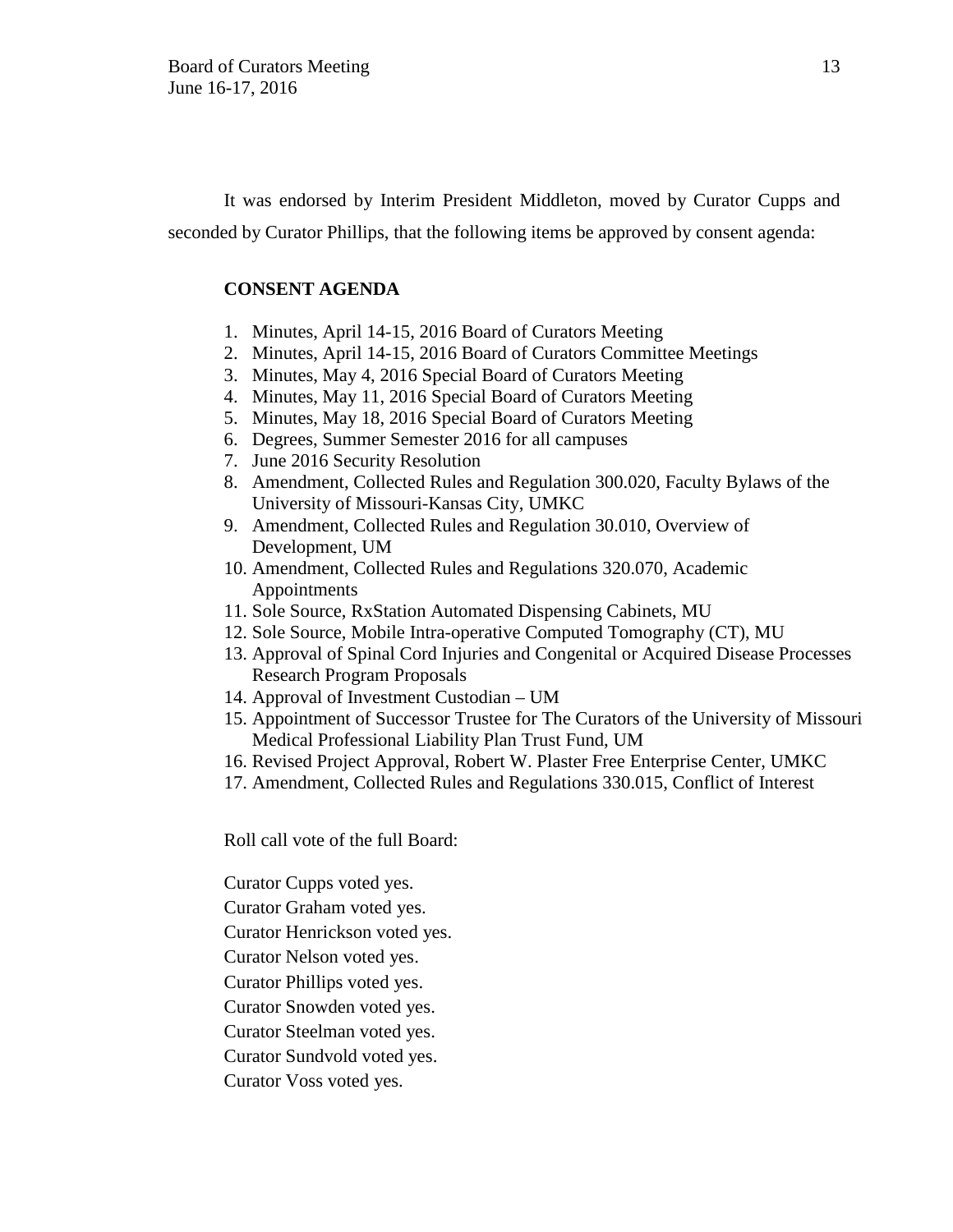It was endorsed by Interim President Middleton, moved by Curator Cupps and seconded by Curator Phillips, that the following items be approved by consent agenda:

**CONSENT AGENDA**

1. Minutes, April 14-15, 2016 Board of Curators Meeting
2. Minutes, April 14-15, 2016 Board of Curators Committee Meetings
3. Minutes, May 4, 2016 Special Board of Curators Meeting
4. Minutes, May 11, 2016 Special Board of Curators Meeting
5. Minutes, May 18, 2016 Special Board of Curators Meeting
6. Degrees, Summer Semester 2016 for all campuses
7. June 2016 Security Resolution
8. Amendment, Collected Rules and Regulation 300.020, Faculty Bylaws of the University of Missouri-Kansas City, UMKC
9. Amendment, Collected Rules and Regulation 30.010, Overview of Development, UM
10. Amendment, Collected Rules and Regulations 320.070, Academic Appointments
11. Sole Source, RxStation Automated Dispensing Cabinets, MU
12. Sole Source, Mobile Intra-operative Computed Tomography (CT), MU
13. Approval of Spinal Cord Injuries and Congenital or Acquired Disease Processes Research Program Proposals
14. Approval of Investment Custodian – UM
15. Appointment of Successor Trustee for The Curators of the University of Missouri Medical Professional Liability Plan Trust Fund, UM
16. Revised Project Approval, Robert W. Plaster Free Enterprise Center, UMKC
17. Amendment, Collected Rules and Regulations 330.015, Conflict of Interest

Roll call vote of the full Board:

Curator Cupps voted yes.  
Curator Graham voted yes.  
Curator Henrickson voted yes.  
Curator Nelson voted yes.  
Curator Phillips voted yes.  
Curator Snowden voted yes.  
Curator Steelman voted yes.  
Curator Sundvold voted yes.  
Curator Voss voted yes.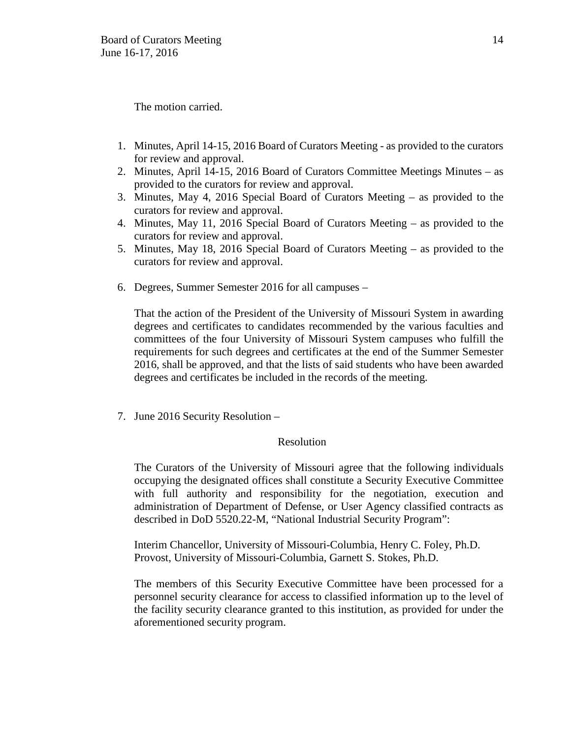The motion carried.

1. Minutes, April 14-15, 2016 Board of Curators Meeting - as provided to the curators for review and approval.
2. Minutes, April 14-15, 2016 Board of Curators Committee Meetings Minutes – as provided to the curators for review and approval.
3. Minutes, May 4, 2016 Special Board of Curators Meeting – as provided to the curators for review and approval.
4. Minutes, May 11, 2016 Special Board of Curators Meeting – as provided to the curators for review and approval.
5. Minutes, May 18, 2016 Special Board of Curators Meeting – as provided to the curators for review and approval.
6. Degrees, Summer Semester 2016 for all campuses –

   That the action of the President of the University of Missouri System in awarding degrees and certificates to candidates recommended by the various faculties and committees of the four University of Missouri System campuses who fulfill the requirements for such degrees and certificates at the end of the Summer Semester 2016, shall be approved, and that the lists of said students who have been awarded degrees and certificates be included in the records of the meeting.

7. June 2016 Security Resolution –

   Resolution

   The Curators of the University of Missouri agree that the following individuals occupying the designated offices shall constitute a Security Executive Committee with full authority and responsibility for the negotiation, execution and administration of Department of Defense, or User Agency classified contracts as described in DoD 5520.22-M, "National Industrial Security Program":

   Interim Chancellor, University of Missouri-Columbia, Henry C. Foley, Ph.D.
   Provost, University of Missouri-Columbia, Garnett S. Stokes, Ph.D.

   The members of this Security Executive Committee have been processed for a personnel security clearance for access to classified information up to the level of the facility security clearance granted to this institution, as provided for under the aforementioned security program.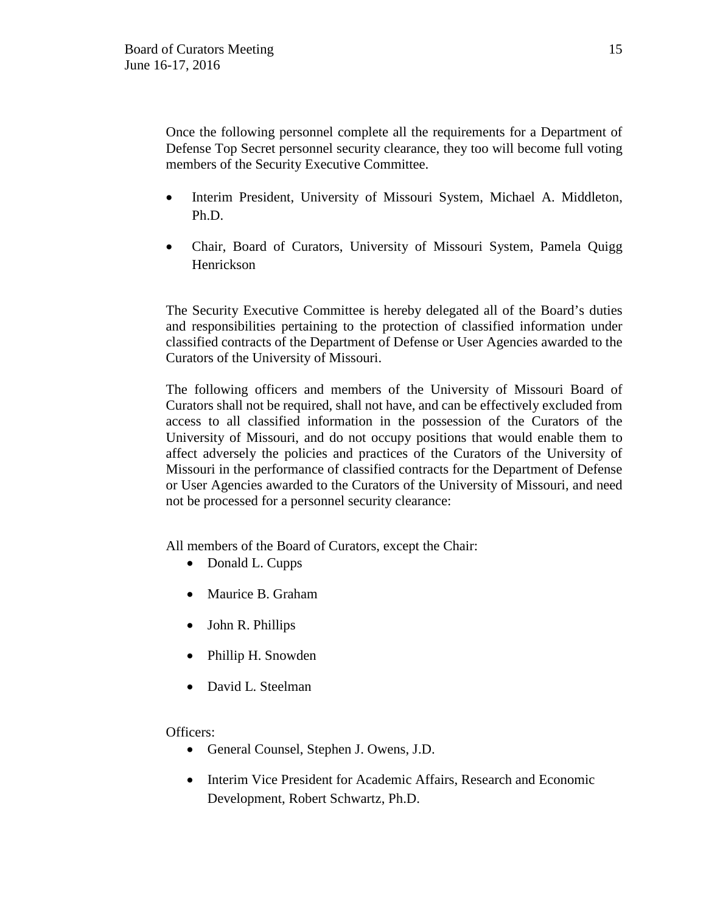Once the following personnel complete all the requirements for a Department of Defense Top Secret personnel security clearance, they too will become full voting members of the Security Executive Committee.

- Interim President, University of Missouri System, Michael A. Middleton, Ph.D.
- Chair, Board of Curators, University of Missouri System, Pamela Quigg Henrickson

The Security Executive Committee is hereby delegated all of the Board's duties and responsibilities pertaining to the protection of classified information under classified contracts of the Department of Defense or User Agencies awarded to the Curators of the University of Missouri.

The following officers and members of the University of Missouri Board of Curators shall not be required, shall not have, and can be effectively excluded from access to all classified information in the possession of the Curators of the University of Missouri, and do not occupy positions that would enable them to affect adversely the policies and practices of the Curators of the University of Missouri in the performance of classified contracts for the Department of Defense or User Agencies awarded to the Curators of the University of Missouri, and need not be processed for a personnel security clearance:

All members of the Board of Curators, except the Chair:

- Donald L. Cupps
- Maurice B. Graham
- John R. Phillips
- Phillip H. Snowden
- David L. Steelman

Officers:

- General Counsel, Stephen J. Owens, J.D.
- Interim Vice President for Academic Affairs, Research and Economic Development, Robert Schwartz, Ph.D.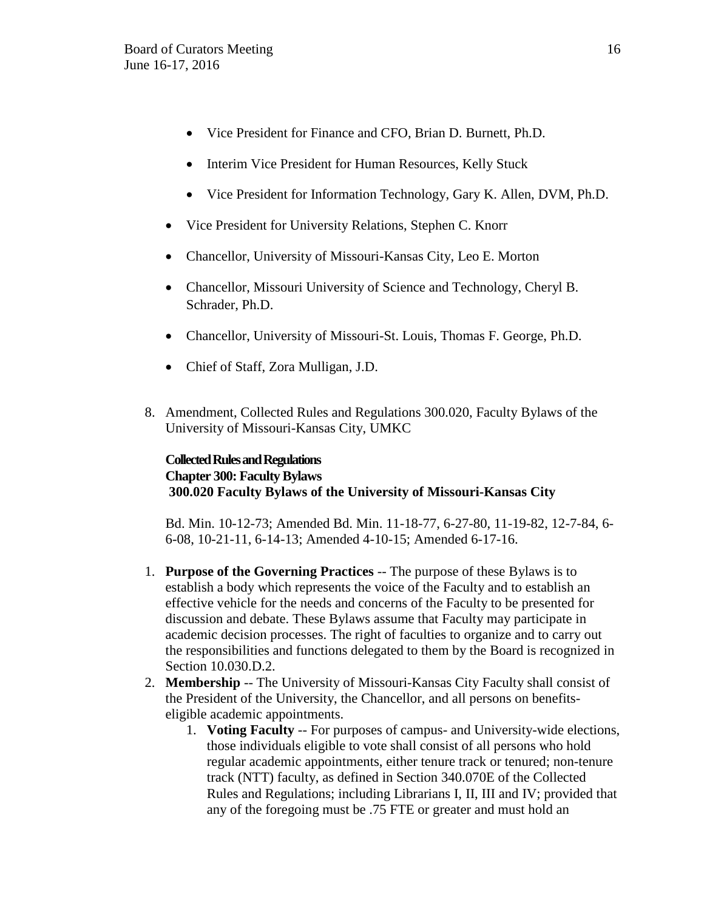- Vice President for Finance and CFO, Brian D. Burnett, Ph.D.
- Interim Vice President for Human Resources, Kelly Stuck
- Vice President for Information Technology, Gary K. Allen, DVM, Ph.D.
- Vice President for University Relations, Stephen C. Knorr
- Chancellor, University of Missouri-Kansas City, Leo E. Morton
- Chancellor, Missouri University of Science and Technology, Cheryl B. Schrader, Ph.D.
- Chancellor, University of Missouri-St. Louis, Thomas F. George, Ph.D.
- Chief of Staff, Zora Mulligan, J.D.

8. Amendment, Collected Rules and Regulations 300.020, Faculty Bylaws of the University of Missouri-Kansas City, UMKC

**Collected Rules and Regulations**
**Chapter 300: Faculty Bylaws**
**300.020 Faculty Bylaws of the University of Missouri-Kansas City**

Bd. Min. 10-12-73; Amended Bd. Min. 11-18-77, 6-27-80, 11-19-82, 12-7-84, 6-6-08, 10-21-11, 6-14-13; Amended 4-10-15; Amended 6-17-16.

1. **Purpose of the Governing Practices** -- The purpose of these Bylaws is to establish a body which represents the voice of the Faculty and to establish an effective vehicle for the needs and concerns of the Faculty to be presented for discussion and debate. These Bylaws assume that Faculty may participate in academic decision processes. The right of faculties to organize and to carry out the responsibilities and functions delegated to them by the Board is recognized in Section 10.030.D.2.
2. **Membership** -- The University of Missouri-Kansas City Faculty shall consist of the President of the University, the Chancellor, and all persons on benefits-eligible academic appointments.
   1. **Voting Faculty** -- For purposes of campus- and University-wide elections, those individuals eligible to vote shall consist of all persons who hold regular academic appointments, either tenure track or tenured; non-tenure track (NTT) faculty, as defined in Section 340.070E of the Collected Rules and Regulations; including Librarians I, II, III and IV; provided that any of the foregoing must be .75 FTE or greater and must hold an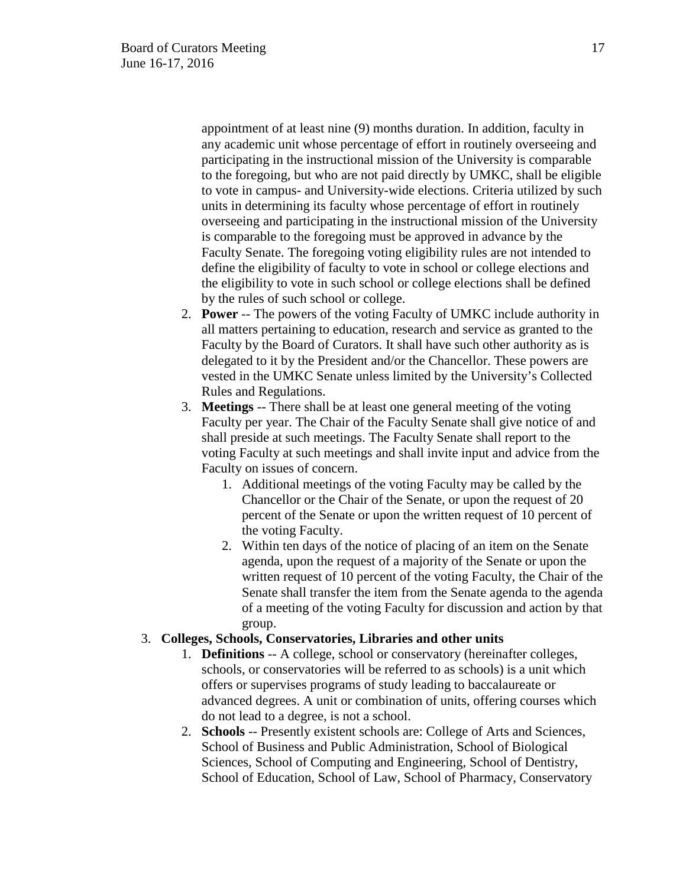appointment of at least nine (9) months duration. In addition, faculty in any academic unit whose percentage of effort in routinely overseeing and participating in the instructional mission of the University is comparable to the foregoing, but who are not paid directly by UMKC, shall be eligible to vote in campus- and University-wide elections. Criteria utilized by such units in determining its faculty whose percentage of effort in routinely overseeing and participating in the instructional mission of the University is comparable to the foregoing must be approved in advance by the Faculty Senate. The foregoing voting eligibility rules are not intended to define the eligibility of faculty to vote in school or college elections and the eligibility to vote in such school or college elections shall be defined by the rules of such school or college.

2. **Power** -- The powers of the voting Faculty of UMKC include authority in all matters pertaining to education, research and service as granted to the Faculty by the Board of Curators. It shall have such other authority as is delegated to it by the President and/or the Chancellor. These powers are vested in the UMKC Senate unless limited by the University's Collected Rules and Regulations.
3. **Meetings** -- There shall be at least one general meeting of the voting Faculty per year. The Chair of the Faculty Senate shall give notice of and shall preside at such meetings. The Faculty Senate shall report to the voting Faculty at such meetings and shall invite input and advice from the Faculty on issues of concern.
    1. Additional meetings of the voting Faculty may be called by the Chancellor or the Chair of the Senate, or upon the request of 20 percent of the Senate or upon the written request of 10 percent of the voting Faculty.
    2. Within ten days of the notice of placing of an item on the Senate agenda, upon the request of a majority of the Senate or upon the written request of 10 percent of the voting Faculty, the Chair of the Senate shall transfer the item from the Senate agenda to the agenda of a meeting of the voting Faculty for discussion and action by that group.

3. **Colleges, Schools, Conservatories, Libraries and other units**
    1. **Definitions** -- A college, school or conservatory (hereinafter colleges, schools, or conservatories will be referred to as schools) is a unit which offers or supervises programs of study leading to baccalaureate or advanced degrees. A unit or combination of units, offering courses which do not lead to a degree, is not a school.
    2. **Schools** -- Presently existent schools are: College of Arts and Sciences, School of Business and Public Administration, School of Biological Sciences, School of Computing and Engineering, School of Dentistry, School of Education, School of Law, School of Pharmacy, Conservatory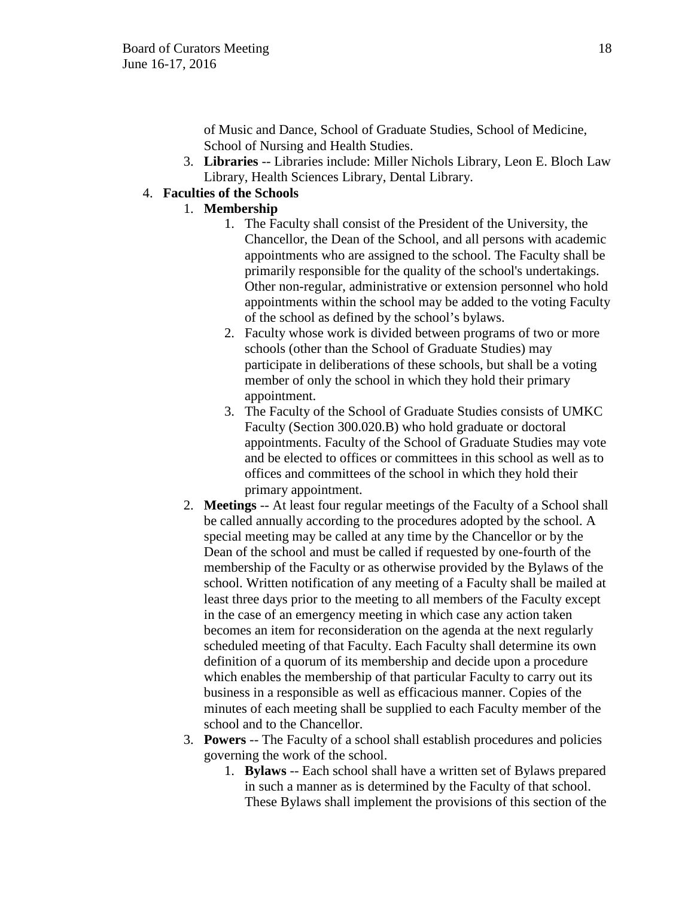of Music and Dance, School of Graduate Studies, School of Medicine, School of Nursing and Health Studies.

3. **Libraries** -- Libraries include: Miller Nichols Library, Leon E. Bloch Law Library, Health Sciences Library, Dental Library.

4. **Faculties of the Schools**
   1. **Membership**
      1. The Faculty shall consist of the President of the University, the Chancellor, the Dean of the School, and all persons with academic appointments who are assigned to the school. The Faculty shall be primarily responsible for the quality of the school's undertakings. Other non-regular, administrative or extension personnel who hold appointments within the school may be added to the voting Faculty of the school as defined by the school's bylaws.
      2. Faculty whose work is divided between programs of two or more schools (other than the School of Graduate Studies) may participate in deliberations of these schools, but shall be a voting member of only the school in which they hold their primary appointment.
      3. The Faculty of the School of Graduate Studies consists of UMKC Faculty (Section 300.020.B) who hold graduate or doctoral appointments. Faculty of the School of Graduate Studies may vote and be elected to offices or committees in this school as well as to offices and committees of the school in which they hold their primary appointment.
   2. **Meetings** -- At least four regular meetings of the Faculty of a School shall be called annually according to the procedures adopted by the school. A special meeting may be called at any time by the Chancellor or by the Dean of the school and must be called if requested by one-fourth of the membership of the Faculty or as otherwise provided by the Bylaws of the school. Written notification of any meeting of a Faculty shall be mailed at least three days prior to the meeting to all members of the Faculty except in the case of an emergency meeting in which case any action taken becomes an item for reconsideration on the agenda at the next regularly scheduled meeting of that Faculty. Each Faculty shall determine its own definition of a quorum of its membership and decide upon a procedure which enables the membership of that particular Faculty to carry out its business in a responsible as well as efficacious manner. Copies of the minutes of each meeting shall be supplied to each Faculty member of the school and to the Chancellor.
   3. **Powers** -- The Faculty of a school shall establish procedures and policies governing the work of the school.
      1. **Bylaws** -- Each school shall have a written set of Bylaws prepared in such a manner as is determined by the Faculty of that school. These Bylaws shall implement the provisions of this section of the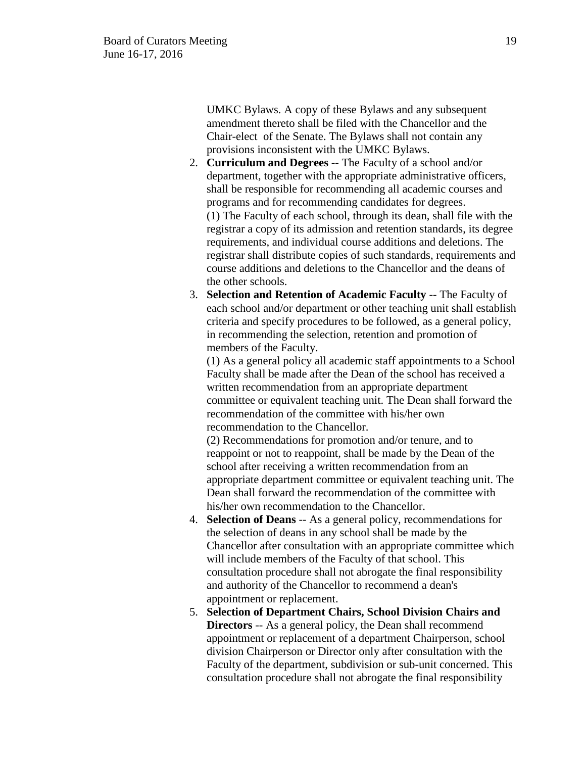UMKC Bylaws. A copy of these Bylaws and any subsequent amendment thereto shall be filed with the Chancellor and the Chair-elect of the Senate. The Bylaws shall not contain any provisions inconsistent with the UMKC Bylaws.

2. **Curriculum and Degrees** -- The Faculty of a school and/or department, together with the appropriate administrative officers, shall be responsible for recommending all academic courses and programs and for recommending candidates for degrees.
   (1) The Faculty of each school, through its dean, shall file with the registrar a copy of its admission and retention standards, its degree requirements, and individual course additions and deletions. The registrar shall distribute copies of such standards, requirements and course additions and deletions to the Chancellor and the deans of the other schools.
3. **Selection and Retention of Academic Faculty** -- The Faculty of each school and/or department or other teaching unit shall establish criteria and specify procedures to be followed, as a general policy, in recommending the selection, retention and promotion of members of the Faculty.
   (1) As a general policy all academic staff appointments to a School Faculty shall be made after the Dean of the school has received a written recommendation from an appropriate department committee or equivalent teaching unit. The Dean shall forward the recommendation of the committee with his/her own recommendation to the Chancellor.
   (2) Recommendations for promotion and/or tenure, and to reappoint or not to reappoint, shall be made by the Dean of the school after receiving a written recommendation from an appropriate department committee or equivalent teaching unit. The Dean shall forward the recommendation of the committee with his/her own recommendation to the Chancellor.
4. **Selection of Deans** -- As a general policy, recommendations for the selection of deans in any school shall be made by the Chancellor after consultation with an appropriate committee which will include members of the Faculty of that school. This consultation procedure shall not abrogate the final responsibility and authority of the Chancellor to recommend a dean's appointment or replacement.
5. **Selection of Department Chairs, School Division Chairs and Directors** -- As a general policy, the Dean shall recommend appointment or replacement of a department Chairperson, school division Chairperson or Director only after consultation with the Faculty of the department, subdivision or sub-unit concerned. This consultation procedure shall not abrogate the final responsibility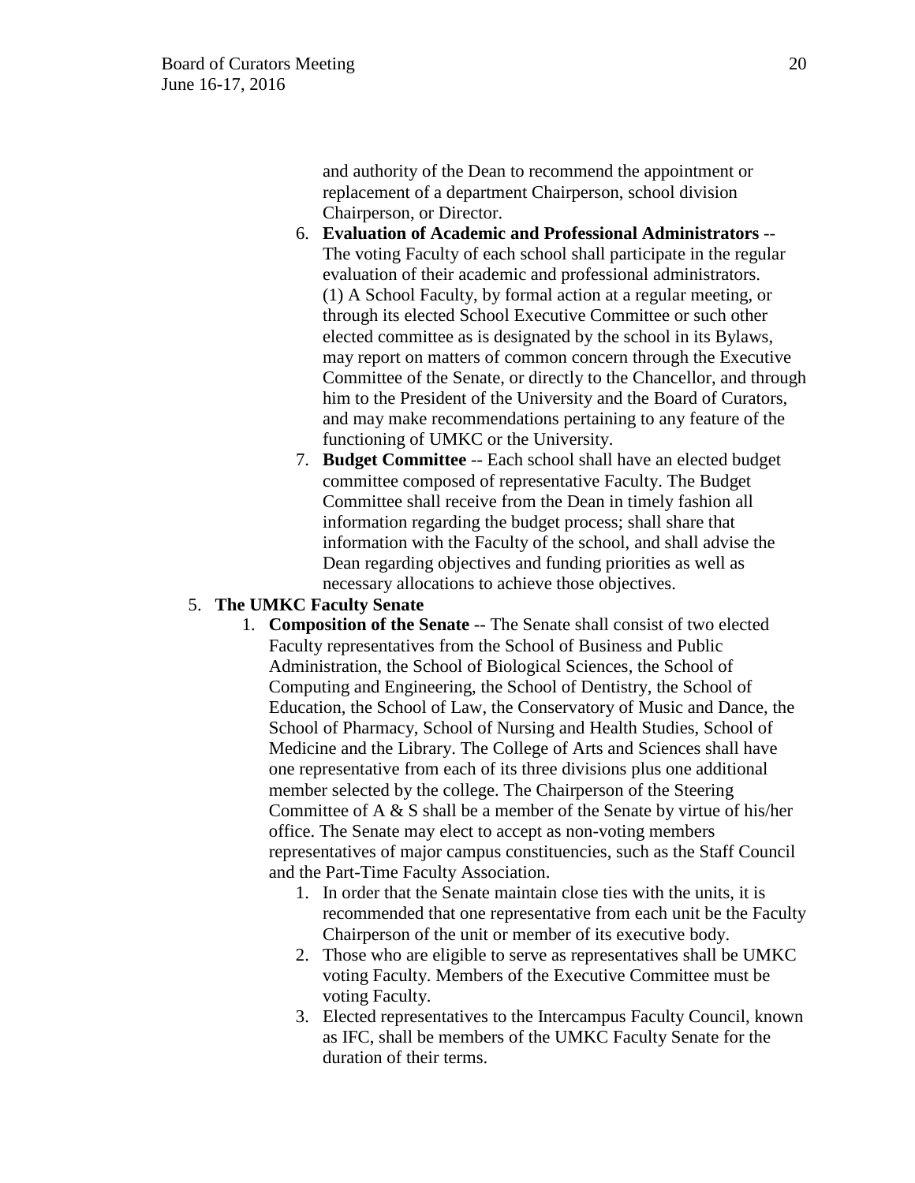and authority of the Dean to recommend the appointment or replacement of a department Chairperson, school division Chairperson, or Director.

6. **Evaluation of Academic and Professional Administrators** -- The voting Faculty of each school shall participate in the regular evaluation of their academic and professional administrators. (1) A School Faculty, by formal action at a regular meeting, or through its elected School Executive Committee or such other elected committee as is designated by the school in its Bylaws, may report on matters of common concern through the Executive Committee of the Senate, or directly to the Chancellor, and through him to the President of the University and the Board of Curators, and may make recommendations pertaining to any feature of the functioning of UMKC or the University.
7. **Budget Committee** -- Each school shall have an elected budget committee composed of representative Faculty. The Budget Committee shall receive from the Dean in timely fashion all information regarding the budget process; shall share that information with the Faculty of the school, and shall advise the Dean regarding objectives and funding priorities as well as necessary allocations to achieve those objectives.

5. **The UMKC Faculty Senate**
   1. **Composition of the Senate** -- The Senate shall consist of two elected Faculty representatives from the School of Business and Public Administration, the School of Biological Sciences, the School of Computing and Engineering, the School of Dentistry, the School of Education, the School of Law, the Conservatory of Music and Dance, the School of Pharmacy, School of Nursing and Health Studies, School of Medicine and the Library. The College of Arts and Sciences shall have one representative from each of its three divisions plus one additional member selected by the college. The Chairperson of the Steering Committee of A & S shall be a member of the Senate by virtue of his/her office. The Senate may elect to accept as non-voting members representatives of major campus constituencies, such as the Staff Council and the Part-Time Faculty Association.
      1. In order that the Senate maintain close ties with the units, it is recommended that one representative from each unit be the Faculty Chairperson of the unit or member of its executive body.
      2. Those who are eligible to serve as representatives shall be UMKC voting Faculty. Members of the Executive Committee must be voting Faculty.
      3. Elected representatives to the Intercampus Faculty Council, known as IFC, shall be members of the UMKC Faculty Senate for the duration of their terms.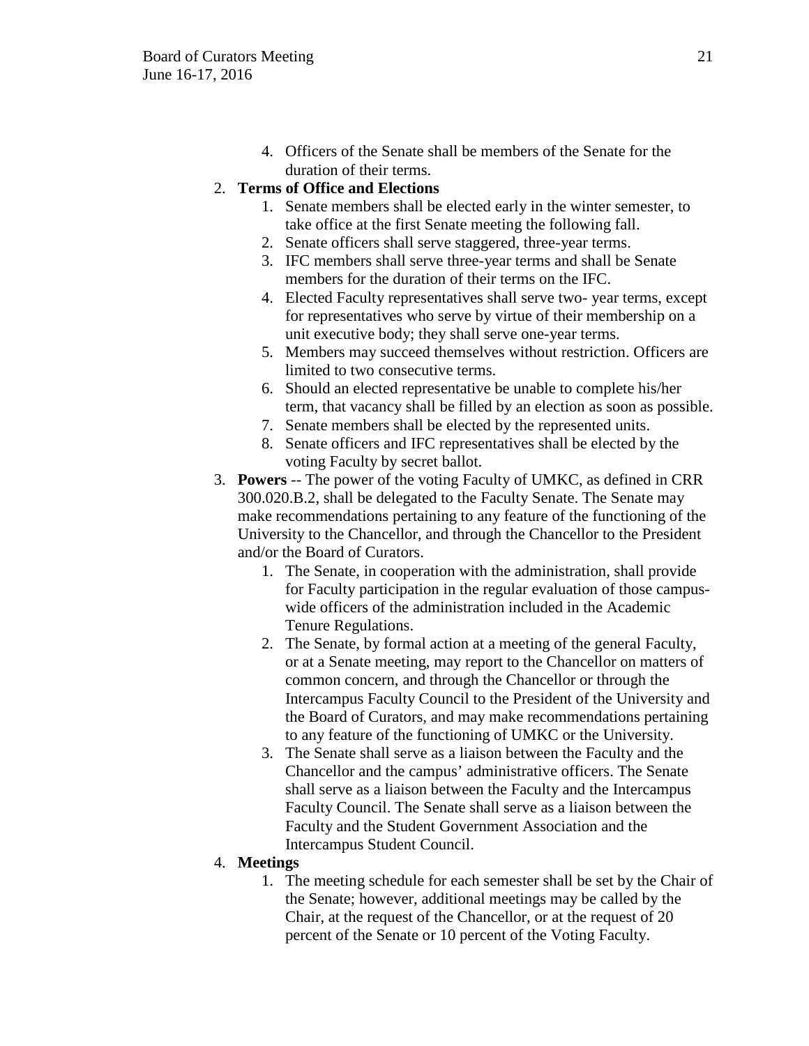4. Officers of the Senate shall be members of the Senate for the duration of their terms.

2. **Terms of Office and Elections**
   1. Senate members shall be elected early in the winter semester, to take office at the first Senate meeting the following fall.
   2. Senate officers shall serve staggered, three-year terms.
   3. IFC members shall serve three-year terms and shall be Senate members for the duration of their terms on the IFC.
   4. Elected Faculty representatives shall serve two- year terms, except for representatives who serve by virtue of their membership on a unit executive body; they shall serve one-year terms.
   5. Members may succeed themselves without restriction. Officers are limited to two consecutive terms.
   6. Should an elected representative be unable to complete his/her term, that vacancy shall be filled by an election as soon as possible.
   7. Senate members shall be elected by the represented units.
   8. Senate officers and IFC representatives shall be elected by the voting Faculty by secret ballot.
3. **Powers** -- The power of the voting Faculty of UMKC, as defined in CRR 300.020.B.2, shall be delegated to the Faculty Senate. The Senate may make recommendations pertaining to any feature of the functioning of the University to the Chancellor, and through the Chancellor to the President and/or the Board of Curators.
   1. The Senate, in cooperation with the administration, shall provide for Faculty participation in the regular evaluation of those campus-wide officers of the administration included in the Academic Tenure Regulations.
   2. The Senate, by formal action at a meeting of the general Faculty, or at a Senate meeting, may report to the Chancellor on matters of common concern, and through the Chancellor or through the Intercampus Faculty Council to the President of the University and the Board of Curators, and may make recommendations pertaining to any feature of the functioning of UMKC or the University.
   3. The Senate shall serve as a liaison between the Faculty and the Chancellor and the campus' administrative officers. The Senate shall serve as a liaison between the Faculty and the Intercampus Faculty Council. The Senate shall serve as a liaison between the Faculty and the Student Government Association and the Intercampus Student Council.
4. **Meetings**
   1. The meeting schedule for each semester shall be set by the Chair of the Senate; however, additional meetings may be called by the Chair, at the request of the Chancellor, or at the request of 20 percent of the Senate or 10 percent of the Voting Faculty.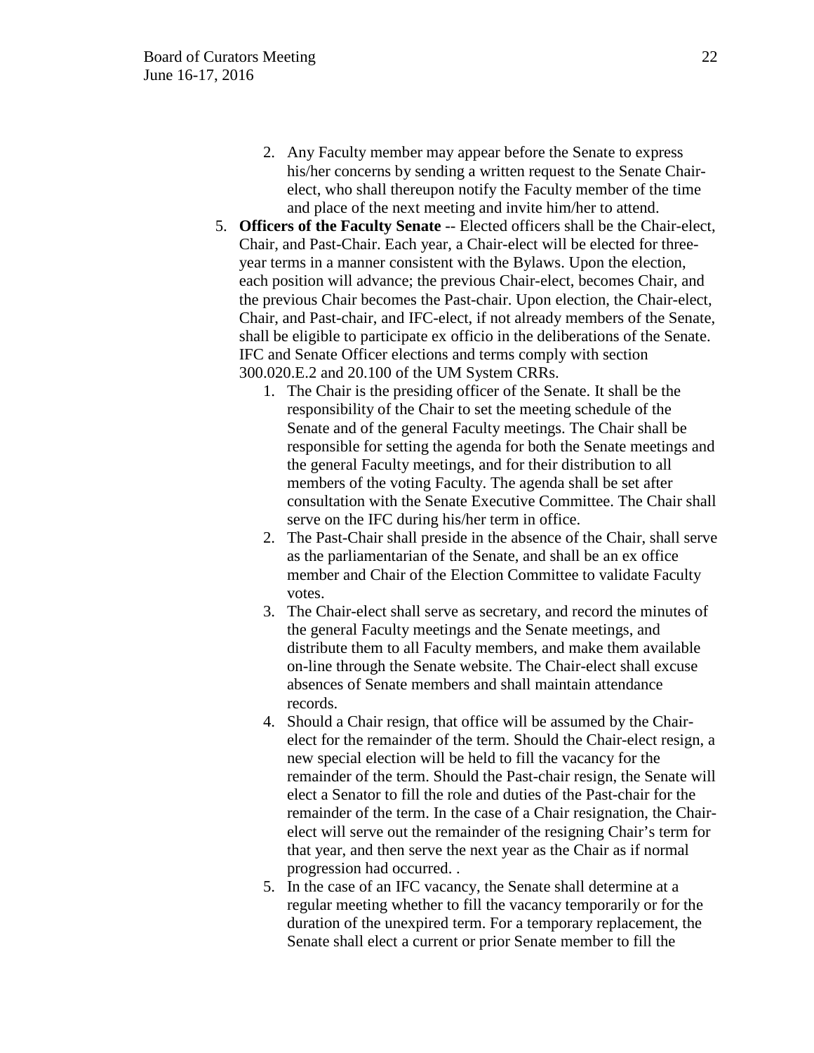2. Any Faculty member may appear before the Senate to express his/her concerns by sending a written request to the Senate Chair-elect, who shall thereupon notify the Faculty member of the time and place of the next meeting and invite him/her to attend.

5. **Officers of the Faculty Senate** -- Elected officers shall be the Chair-elect, Chair, and Past-Chair. Each year, a Chair-elect will be elected for three-year terms in a manner consistent with the Bylaws. Upon the election, each position will advance; the previous Chair-elect, becomes Chair, and the previous Chair becomes the Past-chair. Upon election, the Chair-elect, Chair, and Past-chair, and IFC-elect, if not already members of the Senate, shall be eligible to participate ex officio in the deliberations of the Senate. IFC and Senate Officer elections and terms comply with section 300.020.E.2 and 20.100 of the UM System CRRs.
   1. The Chair is the presiding officer of the Senate. It shall be the responsibility of the Chair to set the meeting schedule of the Senate and of the general Faculty meetings. The Chair shall be responsible for setting the agenda for both the Senate meetings and the general Faculty meetings, and for their distribution to all members of the voting Faculty. The agenda shall be set after consultation with the Senate Executive Committee. The Chair shall serve on the IFC during his/her term in office.
   2. The Past-Chair shall preside in the absence of the Chair, shall serve as the parliamentarian of the Senate, and shall be an ex office member and Chair of the Election Committee to validate Faculty votes.
   3. The Chair-elect shall serve as secretary, and record the minutes of the general Faculty meetings and the Senate meetings, and distribute them to all Faculty members, and make them available on-line through the Senate website. The Chair-elect shall excuse absences of Senate members and shall maintain attendance records.
   4. Should a Chair resign, that office will be assumed by the Chair-elect for the remainder of the term. Should the Chair-elect resign, a new special election will be held to fill the vacancy for the remainder of the term. Should the Past-chair resign, the Senate will elect a Senator to fill the role and duties of the Past-chair for the remainder of the term. In the case of a Chair resignation, the Chair-elect will serve out the remainder of the resigning Chair's term for that year, and then serve the next year as the Chair as if normal progression had occurred. .
   5. In the case of an IFC vacancy, the Senate shall determine at a regular meeting whether to fill the vacancy temporarily or for the duration of the unexpired term. For a temporary replacement, the Senate shall elect a current or prior Senate member to fill the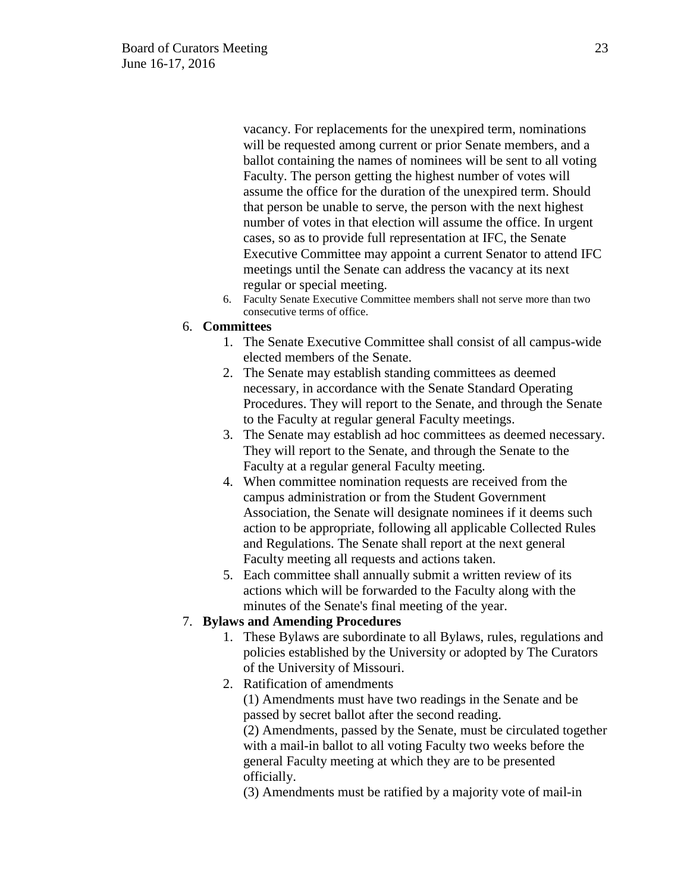vacancy. For replacements for the unexpired term, nominations will be requested among current or prior Senate members, and a ballot containing the names of nominees will be sent to all voting Faculty. The person getting the highest number of votes will assume the office for the duration of the unexpired term. Should that person be unable to serve, the person with the next highest number of votes in that election will assume the office. In urgent cases, so as to provide full representation at IFC, the Senate Executive Committee may appoint a current Senator to attend IFC meetings until the Senate can address the vacancy at its next regular or special meeting.

6. Faculty Senate Executive Committee members shall not serve more than two consecutive terms of office.

6. **Committees**
    1. The Senate Executive Committee shall consist of all campus-wide elected members of the Senate.
    2. The Senate may establish standing committees as deemed necessary, in accordance with the Senate Standard Operating Procedures. They will report to the Senate, and through the Senate to the Faculty at regular general Faculty meetings.
    3. The Senate may establish ad hoc committees as deemed necessary. They will report to the Senate, and through the Senate to the Faculty at a regular general Faculty meeting.
    4. When committee nomination requests are received from the campus administration or from the Student Government Association, the Senate will designate nominees if it deems such action to be appropriate, following all applicable Collected Rules and Regulations. The Senate shall report at the next general Faculty meeting all requests and actions taken.
    5. Each committee shall annually submit a written review of its actions which will be forwarded to the Faculty along with the minutes of the Senate's final meeting of the year.
7. **Bylaws and Amending Procedures**
    1. These Bylaws are subordinate to all Bylaws, rules, regulations and policies established by the University or adopted by The Curators of the University of Missouri.
    2. Ratification of amendments

       (1) Amendments must have two readings in the Senate and be passed by secret ballot after the second reading.

       (2) Amendments, passed by the Senate, must be circulated together with a mail-in ballot to all voting Faculty two weeks before the general Faculty meeting at which they are to be presented officially.

       (3) Amendments must be ratified by a majority vote of mail-in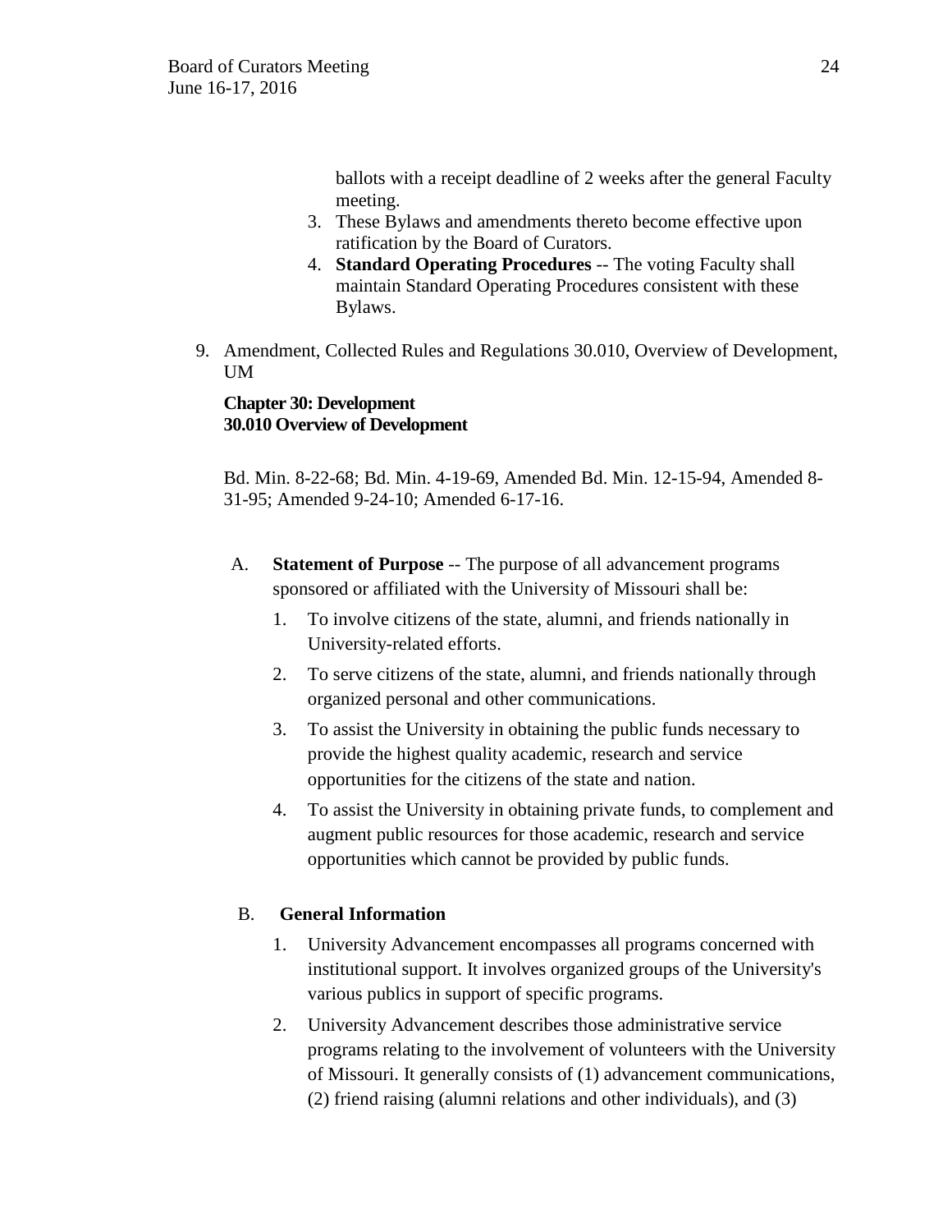ballots with a receipt deadline of 2 weeks after the general Faculty meeting.

3. These Bylaws and amendments thereto become effective upon ratification by the Board of Curators.
4. **Standard Operating Procedures** -- The voting Faculty shall maintain Standard Operating Procedures consistent with these Bylaws.

9. Amendment, Collected Rules and Regulations 30.010, Overview of Development, UM

**Chapter 30: Development**
**30.010 Overview of Development**

Bd. Min. 8-22-68; Bd. Min. 4-19-69, Amended Bd. Min. 12-15-94, Amended 8-31-95; Amended 9-24-10; Amended 6-17-16.

A. **Statement of Purpose** -- The purpose of all advancement programs sponsored or affiliated with the University of Missouri shall be:

1. To involve citizens of the state, alumni, and friends nationally in University-related efforts.
2. To serve citizens of the state, alumni, and friends nationally through organized personal and other communications.
3. To assist the University in obtaining the public funds necessary to provide the highest quality academic, research and service opportunities for the citizens of the state and nation.
4. To assist the University in obtaining private funds, to complement and augment public resources for those academic, research and service opportunities which cannot be provided by public funds.

B. **General Information**

1. University Advancement encompasses all programs concerned with institutional support. It involves organized groups of the University's various publics in support of specific programs.
2. University Advancement describes those administrative service programs relating to the involvement of volunteers with the University of Missouri. It generally consists of (1) advancement communications, (2) friend raising (alumni relations and other individuals), and (3)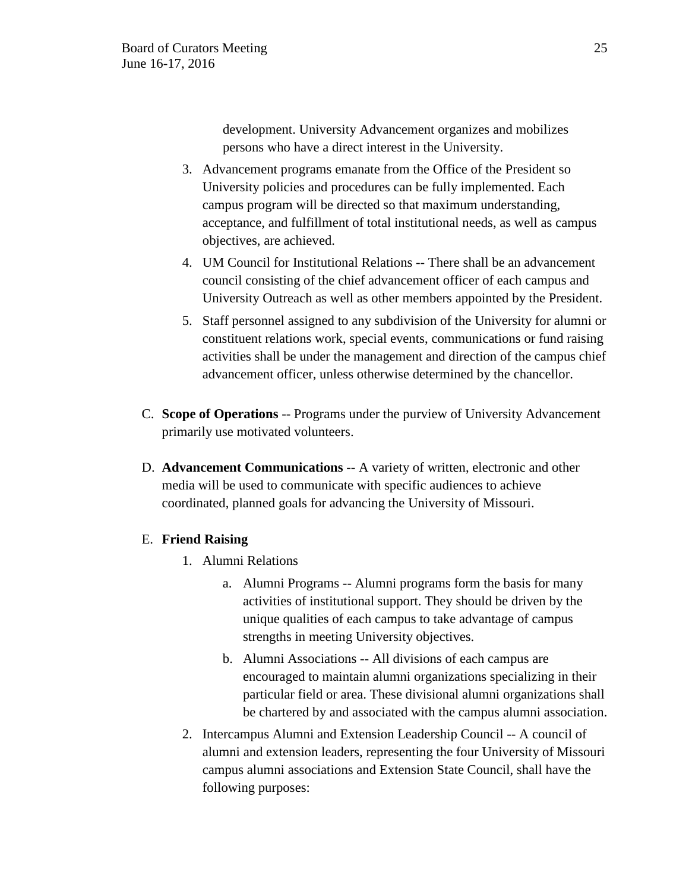development. University Advancement organizes and mobilizes persons who have a direct interest in the University.

3. Advancement programs emanate from the Office of the President so University policies and procedures can be fully implemented. Each campus program will be directed so that maximum understanding, acceptance, and fulfillment of total institutional needs, as well as campus objectives, are achieved.
4. UM Council for Institutional Relations -- There shall be an advancement council consisting of the chief advancement officer of each campus and University Outreach as well as other members appointed by the President.
5. Staff personnel assigned to any subdivision of the University for alumni or constituent relations work, special events, communications or fund raising activities shall be under the management and direction of the campus chief advancement officer, unless otherwise determined by the chancellor.

C. **Scope of Operations** -- Programs under the purview of University Advancement primarily use motivated volunteers.

D. **Advancement Communications** -- A variety of written, electronic and other media will be used to communicate with specific audiences to achieve coordinated, planned goals for advancing the University of Missouri.

E. **Friend Raising**

1. Alumni Relations
   a. Alumni Programs -- Alumni programs form the basis for many activities of institutional support. They should be driven by the unique qualities of each campus to take advantage of campus strengths in meeting University objectives.
   b. Alumni Associations -- All divisions of each campus are encouraged to maintain alumni organizations specializing in their particular field or area. These divisional alumni organizations shall be chartered by and associated with the campus alumni association.
2. Intercampus Alumni and Extension Leadership Council -- A council of alumni and extension leaders, representing the four University of Missouri campus alumni associations and Extension State Council, shall have the following purposes: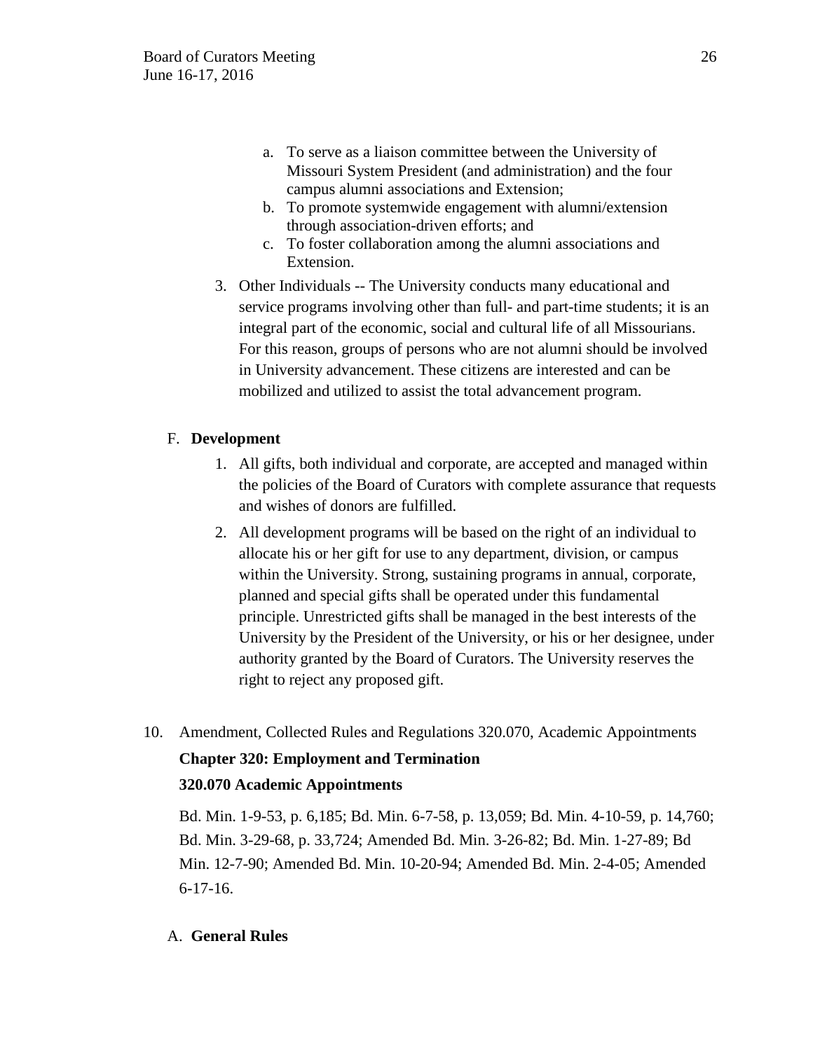a. To serve as a liaison committee between the University of Missouri System President (and administration) and the four campus alumni associations and Extension;
   b. To promote systemwide engagement with alumni/extension through association-driven efforts; and
   c. To foster collaboration among the alumni associations and Extension.

3. Other Individuals -- The University conducts many educational and service programs involving other than full- and part-time students; it is an integral part of the economic, social and cultural life of all Missourians. For this reason, groups of persons who are not alumni should be involved in University advancement. These citizens are interested and can be mobilized and utilized to assist the total advancement program.

F. **Development**

1. All gifts, both individual and corporate, are accepted and managed within the policies of the Board of Curators with complete assurance that requests and wishes of donors are fulfilled.
2. All development programs will be based on the right of an individual to allocate his or her gift for use to any department, division, or campus within the University. Strong, sustaining programs in annual, corporate, planned and special gifts shall be operated under this fundamental principle. Unrestricted gifts shall be managed in the best interests of the University by the President of the University, or his or her designee, under authority granted by the Board of Curators. The University reserves the right to reject any proposed gift.

10. Amendment, Collected Rules and Regulations 320.070, Academic Appointments

**Chapter 320: Employment and Termination**

**320.070 Academic Appointments**

Bd. Min. 1-9-53, p. 6,185; Bd. Min. 6-7-58, p. 13,059; Bd. Min. 4-10-59, p. 14,760; Bd. Min. 3-29-68, p. 33,724; Amended Bd. Min. 3-26-82; Bd. Min. 1-27-89; Bd Min. 12-7-90; Amended Bd. Min. 10-20-94; Amended Bd. Min. 2-4-05; Amended 6-17-16.

A. **General Rules**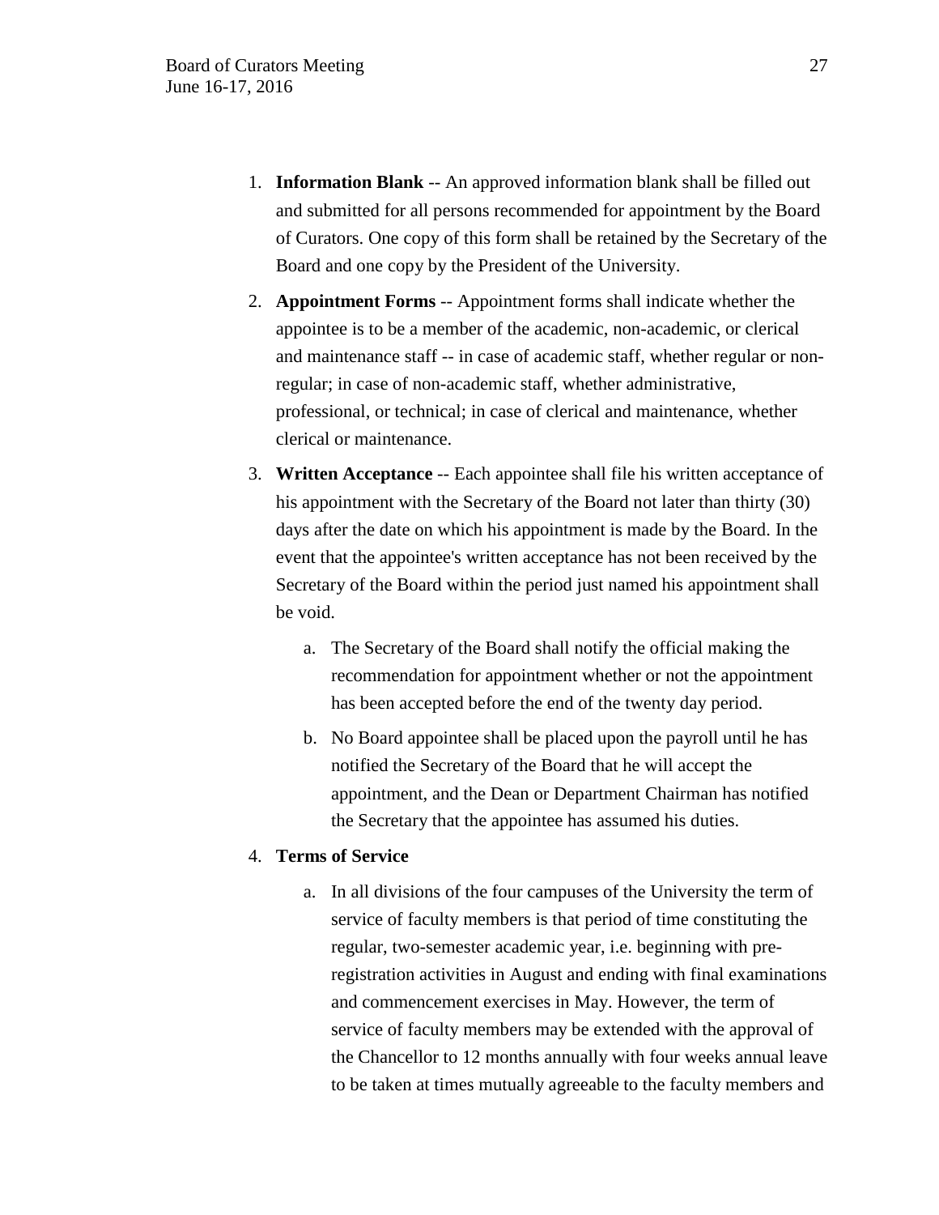1. **Information Blank** -- An approved information blank shall be filled out and submitted for all persons recommended for appointment by the Board of Curators. One copy of this form shall be retained by the Secretary of the Board and one copy by the President of the University.

2. **Appointment Forms** -- Appointment forms shall indicate whether the appointee is to be a member of the academic, non-academic, or clerical and maintenance staff -- in case of academic staff, whether regular or non-regular; in case of non-academic staff, whether administrative, professional, or technical; in case of clerical and maintenance, whether clerical or maintenance.

3. **Written Acceptance** -- Each appointee shall file his written acceptance of his appointment with the Secretary of the Board not later than thirty (30) days after the date on which his appointment is made by the Board. In the event that the appointee's written acceptance has not been received by the Secretary of the Board within the period just named his appointment shall be void.

   a. The Secretary of the Board shall notify the official making the recommendation for appointment whether or not the appointment has been accepted before the end of the twenty day period.

   b. No Board appointee shall be placed upon the payroll until he has notified the Secretary of the Board that he will accept the appointment, and the Dean or Department Chairman has notified the Secretary that the appointee has assumed his duties.

4. **Terms of Service**

   a. In all divisions of the four campuses of the University the term of service of faculty members is that period of time constituting the regular, two-semester academic year, i.e. beginning with pre-registration activities in August and ending with final examinations and commencement exercises in May. However, the term of service of faculty members may be extended with the approval of the Chancellor to 12 months annually with four weeks annual leave to be taken at times mutually agreeable to the faculty members and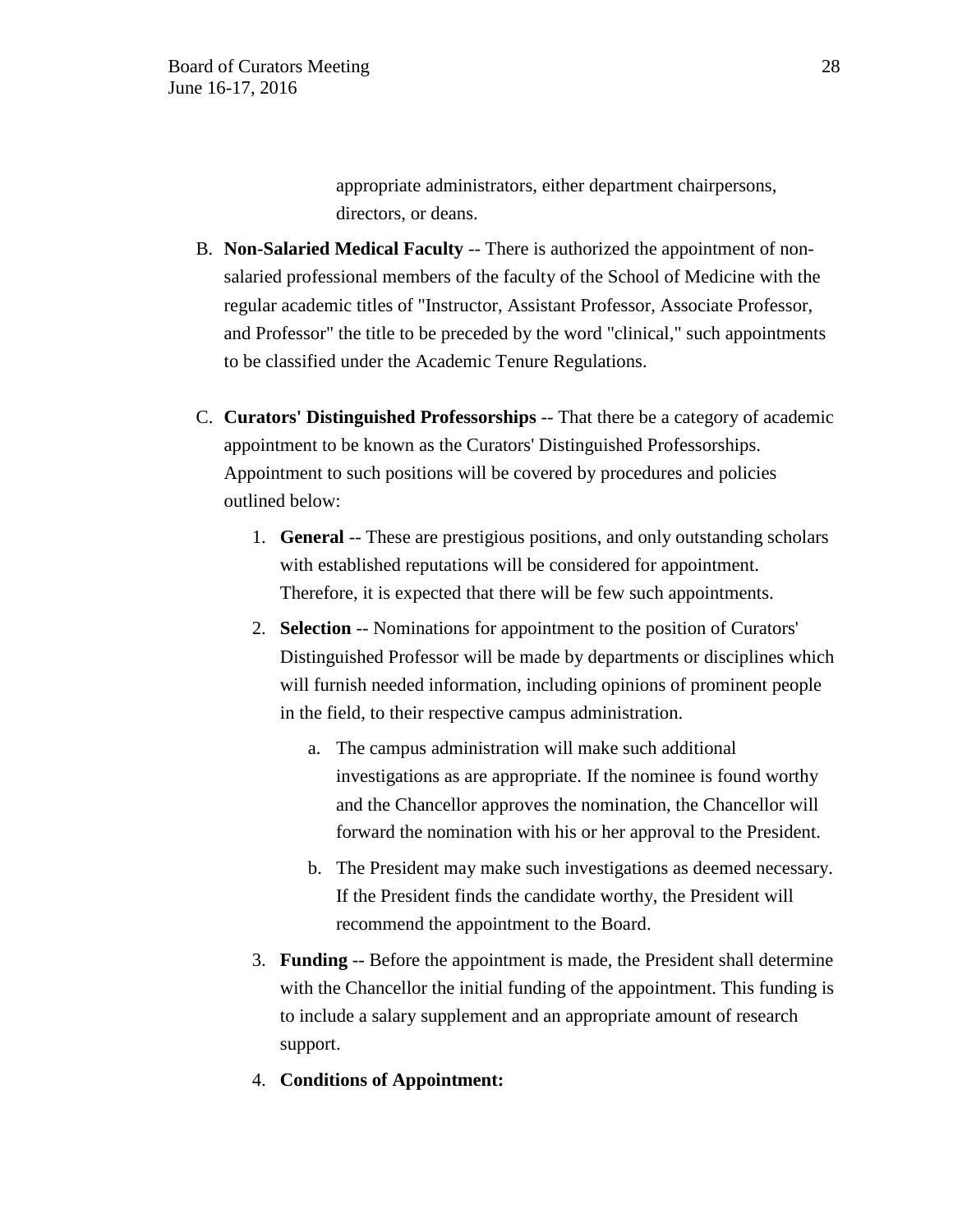appropriate administrators, either department chairpersons, directors, or deans.

B. **Non-Salaried Medical Faculty** -- There is authorized the appointment of non-salaried professional members of the faculty of the School of Medicine with the regular academic titles of "Instructor, Assistant Professor, Associate Professor, and Professor" the title to be preceded by the word "clinical," such appointments to be classified under the Academic Tenure Regulations.

C. **Curators' Distinguished Professorships** -- That there be a category of academic appointment to be known as the Curators' Distinguished Professorships. Appointment to such positions will be covered by procedures and policies outlined below:

   1. **General** -- These are prestigious positions, and only outstanding scholars with established reputations will be considered for appointment. Therefore, it is expected that there will be few such appointments.

   2. **Selection** -- Nominations for appointment to the position of Curators' Distinguished Professor will be made by departments or disciplines which will furnish needed information, including opinions of prominent people in the field, to their respective campus administration.

      a. The campus administration will make such additional investigations as are appropriate. If the nominee is found worthy and the Chancellor approves the nomination, the Chancellor will forward the nomination with his or her approval to the President.

      b. The President may make such investigations as deemed necessary. If the President finds the candidate worthy, the President will recommend the appointment to the Board.

   3. **Funding** -- Before the appointment is made, the President shall determine with the Chancellor the initial funding of the appointment. This funding is to include a salary supplement and an appropriate amount of research support.

   4. **Conditions of Appointment:**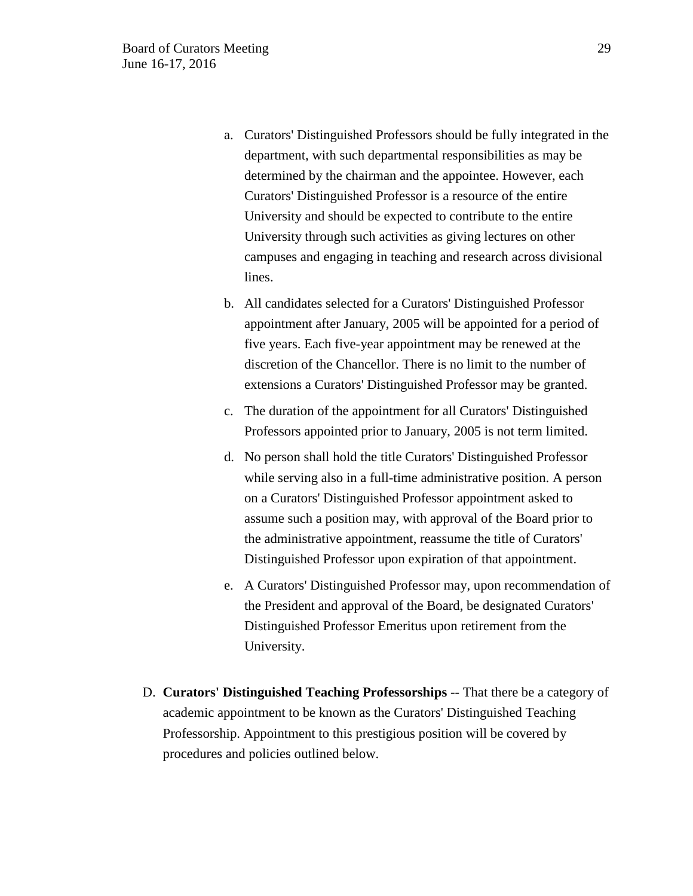a. Curators' Distinguished Professors should be fully integrated in the department, with such departmental responsibilities as may be determined by the chairman and the appointee. However, each Curators' Distinguished Professor is a resource of the entire University and should be expected to contribute to the entire University through such activities as giving lectures on other campuses and engaging in teaching and research across divisional lines.

b. All candidates selected for a Curators' Distinguished Professor appointment after January, 2005 will be appointed for a period of five years. Each five-year appointment may be renewed at the discretion of the Chancellor. There is no limit to the number of extensions a Curators' Distinguished Professor may be granted.

c. The duration of the appointment for all Curators' Distinguished Professors appointed prior to January, 2005 is not term limited.

d. No person shall hold the title Curators' Distinguished Professor while serving also in a full-time administrative position. A person on a Curators' Distinguished Professor appointment asked to assume such a position may, with approval of the Board prior to the administrative appointment, reassume the title of Curators' Distinguished Professor upon expiration of that appointment.

e. A Curators' Distinguished Professor may, upon recommendation of the President and approval of the Board, be designated Curators' Distinguished Professor Emeritus upon retirement from the University.

D. **Curators' Distinguished Teaching Professorships** -- That there be a category of academic appointment to be known as the Curators' Distinguished Teaching Professorship. Appointment to this prestigious position will be covered by procedures and policies outlined below.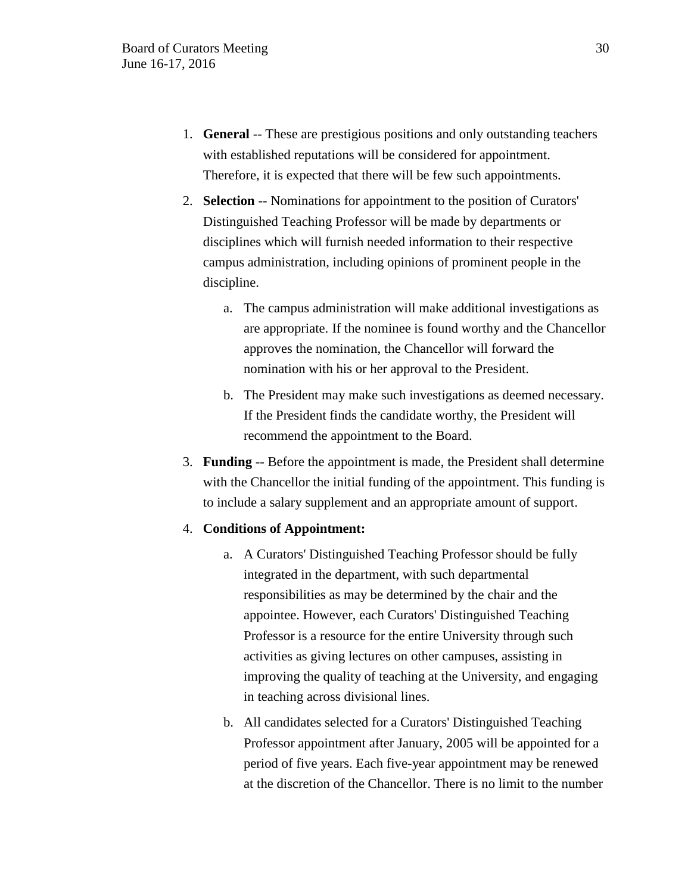1. **General** -- These are prestigious positions and only outstanding teachers with established reputations will be considered for appointment. Therefore, it is expected that there will be few such appointments.
2. **Selection** -- Nominations for appointment to the position of Curators' Distinguished Teaching Professor will be made by departments or disciplines which will furnish needed information to their respective campus administration, including opinions of prominent people in the discipline.
   a. The campus administration will make additional investigations as are appropriate. If the nominee is found worthy and the Chancellor approves the nomination, the Chancellor will forward the nomination with his or her approval to the President.
   b. The President may make such investigations as deemed necessary. If the President finds the candidate worthy, the President will recommend the appointment to the Board.
3. **Funding** -- Before the appointment is made, the President shall determine with the Chancellor the initial funding of the appointment. This funding is to include a salary supplement and an appropriate amount of support.
4. **Conditions of Appointment:**
   a. A Curators' Distinguished Teaching Professor should be fully integrated in the department, with such departmental responsibilities as may be determined by the chair and the appointee. However, each Curators' Distinguished Teaching Professor is a resource for the entire University through such activities as giving lectures on other campuses, assisting in improving the quality of teaching at the University, and engaging in teaching across divisional lines.
   b. All candidates selected for a Curators' Distinguished Teaching Professor appointment after January, 2005 will be appointed for a period of five years. Each five-year appointment may be renewed at the discretion of the Chancellor. There is no limit to the number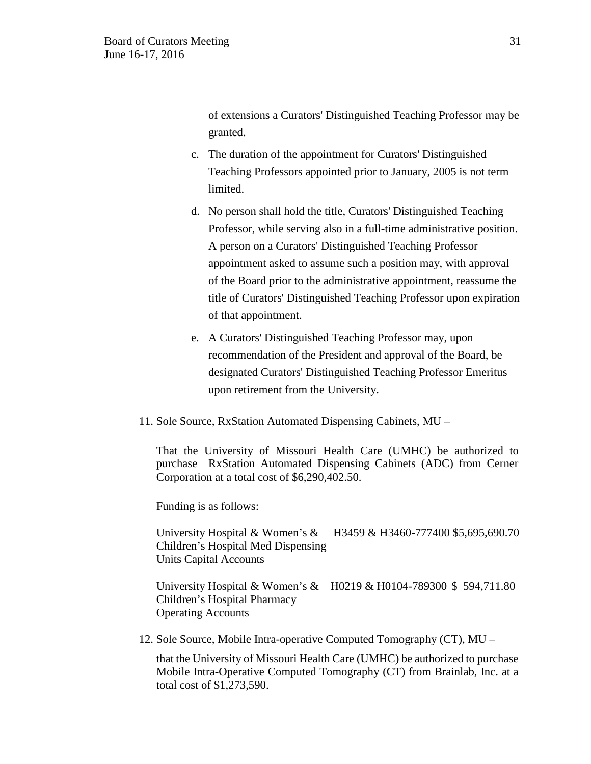of extensions a Curators' Distinguished Teaching Professor may be granted.

c. The duration of the appointment for Curators' Distinguished Teaching Professors appointed prior to January, 2005 is not term limited.

d. No person shall hold the title, Curators' Distinguished Teaching Professor, while serving also in a full-time administrative position. A person on a Curators' Distinguished Teaching Professor appointment asked to assume such a position may, with approval of the Board prior to the administrative appointment, reassume the title of Curators' Distinguished Teaching Professor upon expiration of that appointment.

e. A Curators' Distinguished Teaching Professor may, upon recommendation of the President and approval of the Board, be designated Curators' Distinguished Teaching Professor Emeritus upon retirement from the University.

11. Sole Source, RxStation Automated Dispensing Cabinets, MU –

That the University of Missouri Health Care (UMHC) be authorized to purchase RxStation Automated Dispensing Cabinets (ADC) from Cerner Corporation at a total cost of $6,290,402.50.

Funding is as follows:

| | | |
|---|---|---|
| University Hospital & Women's & Children's Hospital Med Dispensing Units Capital Accounts | H3459 & H3460-777400 | $5,695,690.70 |
| University Hospital & Women's & Children's Hospital Pharmacy Operating Accounts | H0219 & H0104-789300 | $ 594,711.80 |

12. Sole Source, Mobile Intra-operative Computed Tomography (CT), MU –

that the University of Missouri Health Care (UMHC) be authorized to purchase Mobile Intra-Operative Computed Tomography (CT) from Brainlab, Inc. at a total cost of $1,273,590.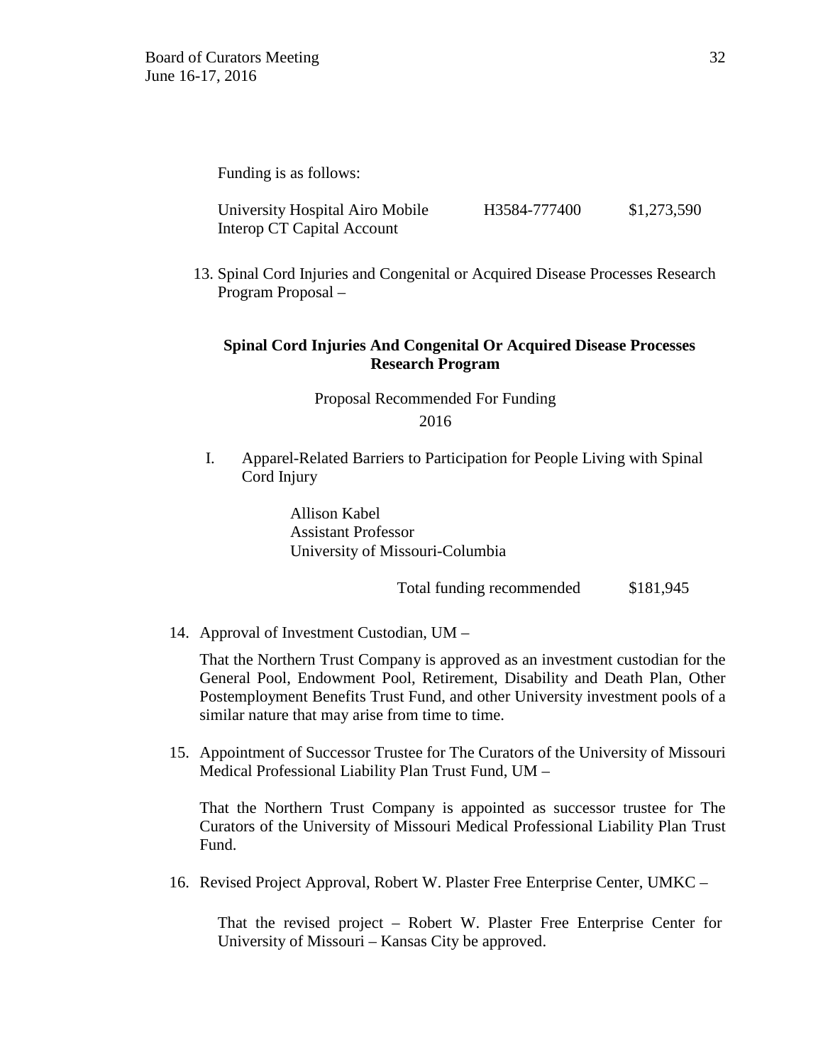Funding is as follows:

| | | |
|---|---|---|
| University Hospital Airo Mobile Interop CT Capital Account | H3584-777400 | $1,273,590 |

13. Spinal Cord Injuries and Congenital or Acquired Disease Processes Research Program Proposal –

**Spinal Cord Injuries And Congenital Or Acquired Disease Processes Research Program**

Proposal Recommended For Funding
2016

I. Apparel-Related Barriers to Participation for People Living with Spinal Cord Injury

Allison Kabel
Assistant Professor
University of Missouri-Columbia

Total funding recommended $181,945

14. Approval of Investment Custodian, UM –

That the Northern Trust Company is approved as an investment custodian for the General Pool, Endowment Pool, Retirement, Disability and Death Plan, Other Postemployment Benefits Trust Fund, and other University investment pools of a similar nature that may arise from time to time.

15. Appointment of Successor Trustee for The Curators of the University of Missouri Medical Professional Liability Plan Trust Fund, UM –

That the Northern Trust Company is appointed as successor trustee for The Curators of the University of Missouri Medical Professional Liability Plan Trust Fund.

16. Revised Project Approval, Robert W. Plaster Free Enterprise Center, UMKC –

That the revised project – Robert W. Plaster Free Enterprise Center for University of Missouri – Kansas City be approved.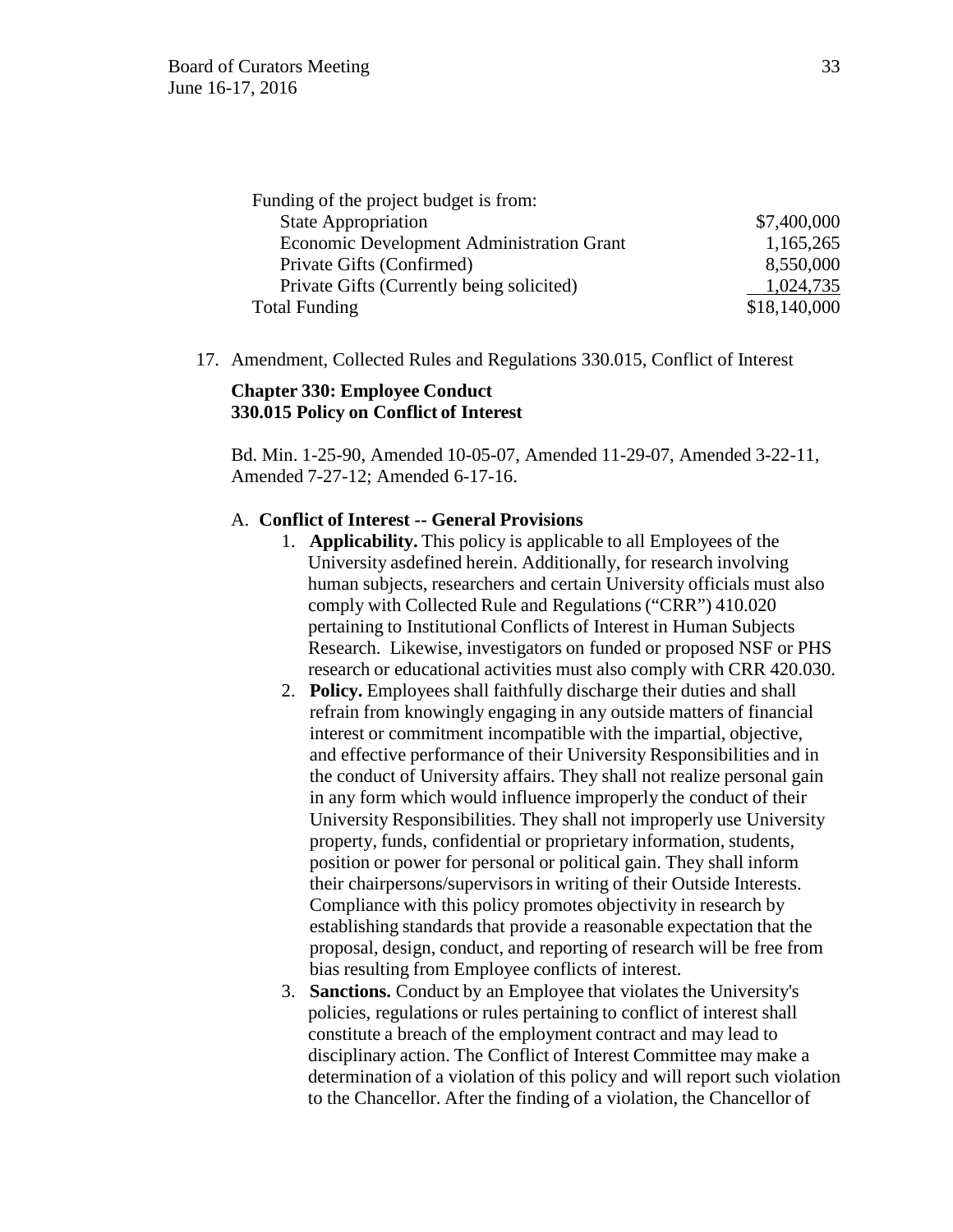Funding of the project budget is from:

| | |
|---|---:|
| State Appropriation | $7,400,000 |
| Economic Development Administration Grant | 1,165,265 |
| Private Gifts (Confirmed) | 8,550,000 |
| Private Gifts (Currently being solicited) | 1,024,735 |
| Total Funding | $18,140,000 |

17. Amendment, Collected Rules and Regulations 330.015, Conflict of Interest

**Chapter 330: Employee Conduct**
**330.015 Policy on Conflict of Interest**

Bd. Min. 1-25-90, Amended 10-05-07, Amended 11-29-07, Amended 3-22-11, Amended 7-27-12; Amended 6-17-16.

A. **Conflict of Interest -- General Provisions**

1. **Applicability.** This policy is applicable to all Employees of the University asdefined herein. Additionally, for research involving human subjects, researchers and certain University officials must also comply with Collected Rule and Regulations ("CRR") 410.020 pertaining to Institutional Conflicts of Interest in Human Subjects Research. Likewise, investigators on funded or proposed NSF or PHS research or educational activities must also comply with CRR 420.030.
2. **Policy.** Employees shall faithfully discharge their duties and shall refrain from knowingly engaging in any outside matters of financial interest or commitment incompatible with the impartial, objective, and effective performance of their University Responsibilities and in the conduct of University affairs. They shall not realize personal gain in any form which would influence improperly the conduct of their University Responsibilities. They shall not improperly use University property, funds, confidential or proprietary information, students, position or power for personal or political gain. They shall inform their chairpersons/supervisors in writing of their Outside Interests. Compliance with this policy promotes objectivity in research by establishing standards that provide a reasonable expectation that the proposal, design, conduct, and reporting of research will be free from bias resulting from Employee conflicts of interest.
3. **Sanctions.** Conduct by an Employee that violates the University's policies, regulations or rules pertaining to conflict of interest shall constitute a breach of the employment contract and may lead to disciplinary action. The Conflict of Interest Committee may make a determination of a violation of this policy and will report such violation to the Chancellor. After the finding of a violation, the Chancellor of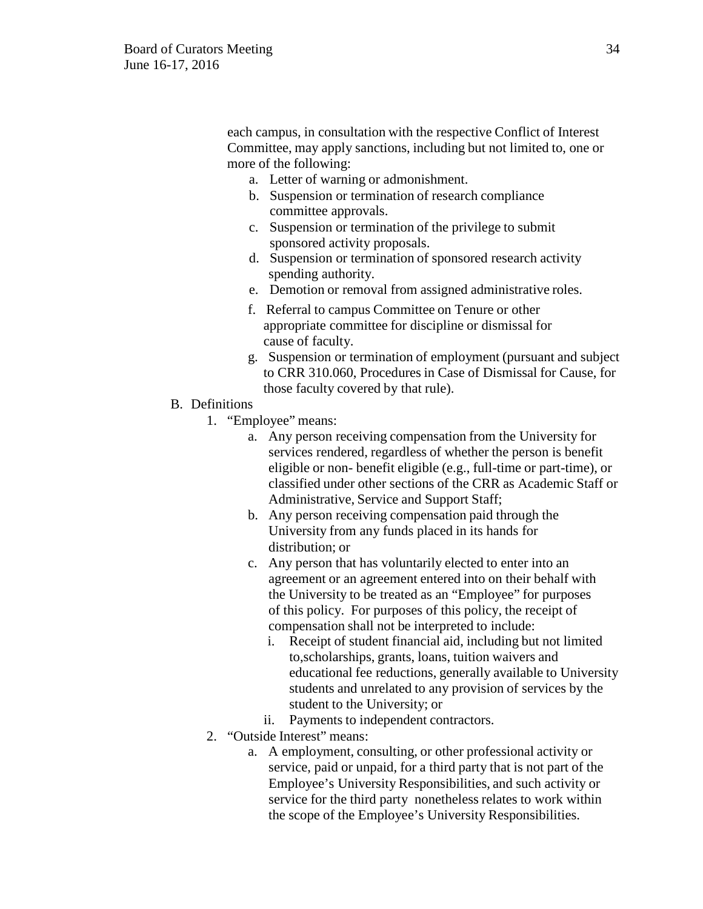each campus, in consultation with the respective Conflict of Interest Committee, may apply sanctions, including but not limited to, one or more of the following:

a. Letter of warning or admonishment.
b. Suspension or termination of research compliance committee approvals.
c. Suspension or termination of the privilege to submit sponsored activity proposals.
d. Suspension or termination of sponsored research activity spending authority.
e. Demotion or removal from assigned administrative roles.
f. Referral to campus Committee on Tenure or other appropriate committee for discipline or dismissal for cause of faculty.
g. Suspension or termination of employment (pursuant and subject to CRR 310.060, Procedures in Case of Dismissal for Cause, for those faculty covered by that rule).

B. Definitions

1. "Employee" means:
   a. Any person receiving compensation from the University for services rendered, regardless of whether the person is benefit eligible or non- benefit eligible (e.g., full-time or part-time), or classified under other sections of the CRR as Academic Staff or Administrative, Service and Support Staff;
   b. Any person receiving compensation paid through the University from any funds placed in its hands for distribution; or
   c. Any person that has voluntarily elected to enter into an agreement or an agreement entered into on their behalf with the University to be treated as an "Employee" for purposes of this policy. For purposes of this policy, the receipt of compensation shall not be interpreted to include:
      i. Receipt of student financial aid, including but not limited to,scholarships, grants, loans, tuition waivers and educational fee reductions, generally available to University students and unrelated to any provision of services by the student to the University; or
      ii. Payments to independent contractors.
2. "Outside Interest" means:
   a. A employment, consulting, or other professional activity or service, paid or unpaid, for a third party that is not part of the Employee's University Responsibilities, and such activity or service for the third party nonetheless relates to work within the scope of the Employee's University Responsibilities.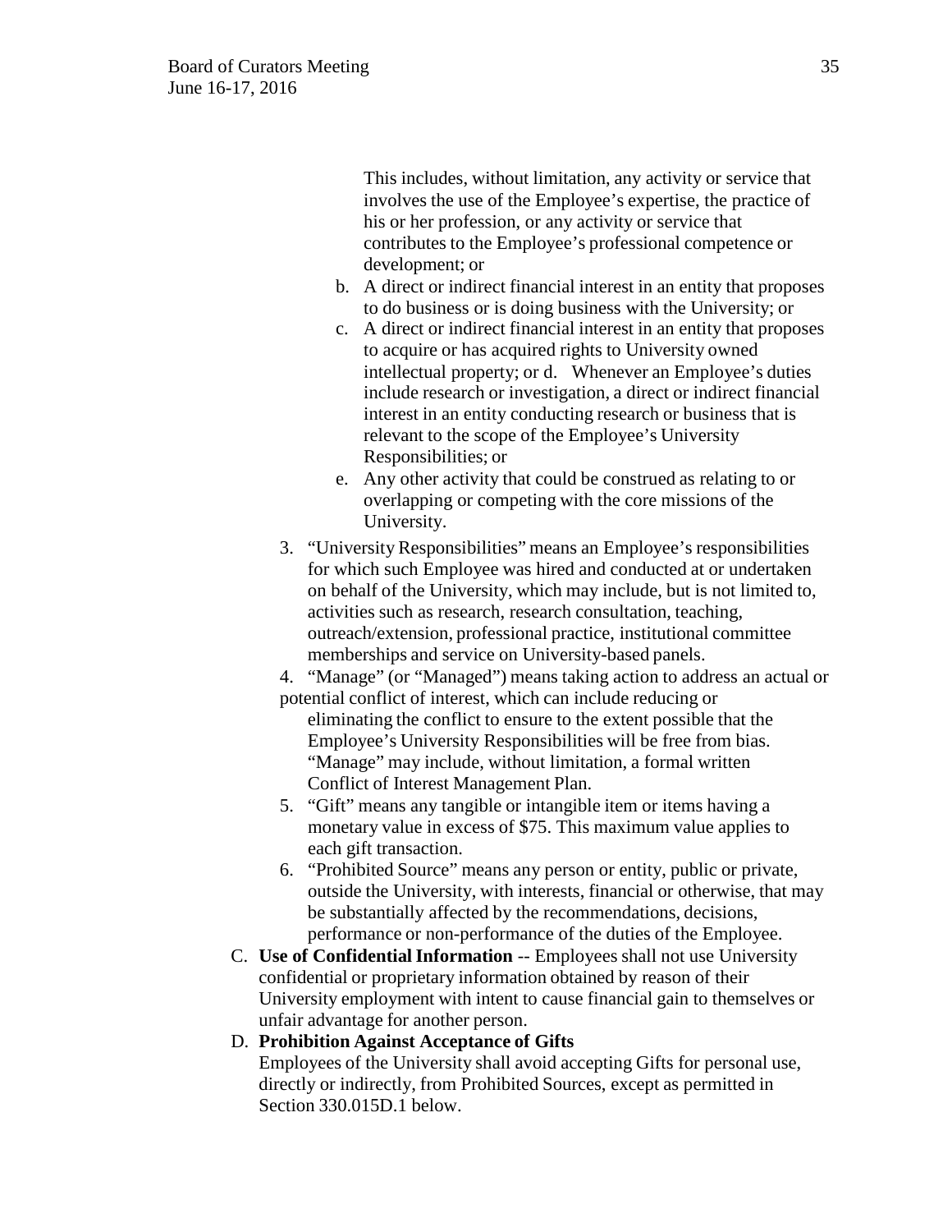This includes, without limitation, any activity or service that involves the use of the Employee's expertise, the practice of his or her profession, or any activity or service that contributes to the Employee's professional competence or development; or

b. A direct or indirect financial interest in an entity that proposes to do business or is doing business with the University; or
c. A direct or indirect financial interest in an entity that proposes to acquire or has acquired rights to University owned intellectual property; or d. Whenever an Employee's duties include research or investigation, a direct or indirect financial interest in an entity conducting research or business that is relevant to the scope of the Employee's University Responsibilities; or
e. Any other activity that could be construed as relating to or overlapping or competing with the core missions of the University.

3. "University Responsibilities" means an Employee's responsibilities for which such Employee was hired and conducted at or undertaken on behalf of the University, which may include, but is not limited to, activities such as research, research consultation, teaching, outreach/extension, professional practice, institutional committee memberships and service on University-based panels.
4. "Manage" (or "Managed") means taking action to address an actual or potential conflict of interest, which can include reducing or eliminating the conflict to ensure to the extent possible that the Employee's University Responsibilities will be free from bias. "Manage" may include, without limitation, a formal written Conflict of Interest Management Plan.
5. "Gift" means any tangible or intangible item or items having a monetary value in excess of $75. This maximum value applies to each gift transaction.
6. "Prohibited Source" means any person or entity, public or private, outside the University, with interests, financial or otherwise, that may be substantially affected by the recommendations, decisions, performance or non-performance of the duties of the Employee.

C. **Use of Confidential Information** -- Employees shall not use University confidential or proprietary information obtained by reason of their University employment with intent to cause financial gain to themselves or unfair advantage for another person.

D. **Prohibition Against Acceptance of Gifts**
Employees of the University shall avoid accepting Gifts for personal use, directly or indirectly, from Prohibited Sources, except as permitted in Section 330.015D.1 below.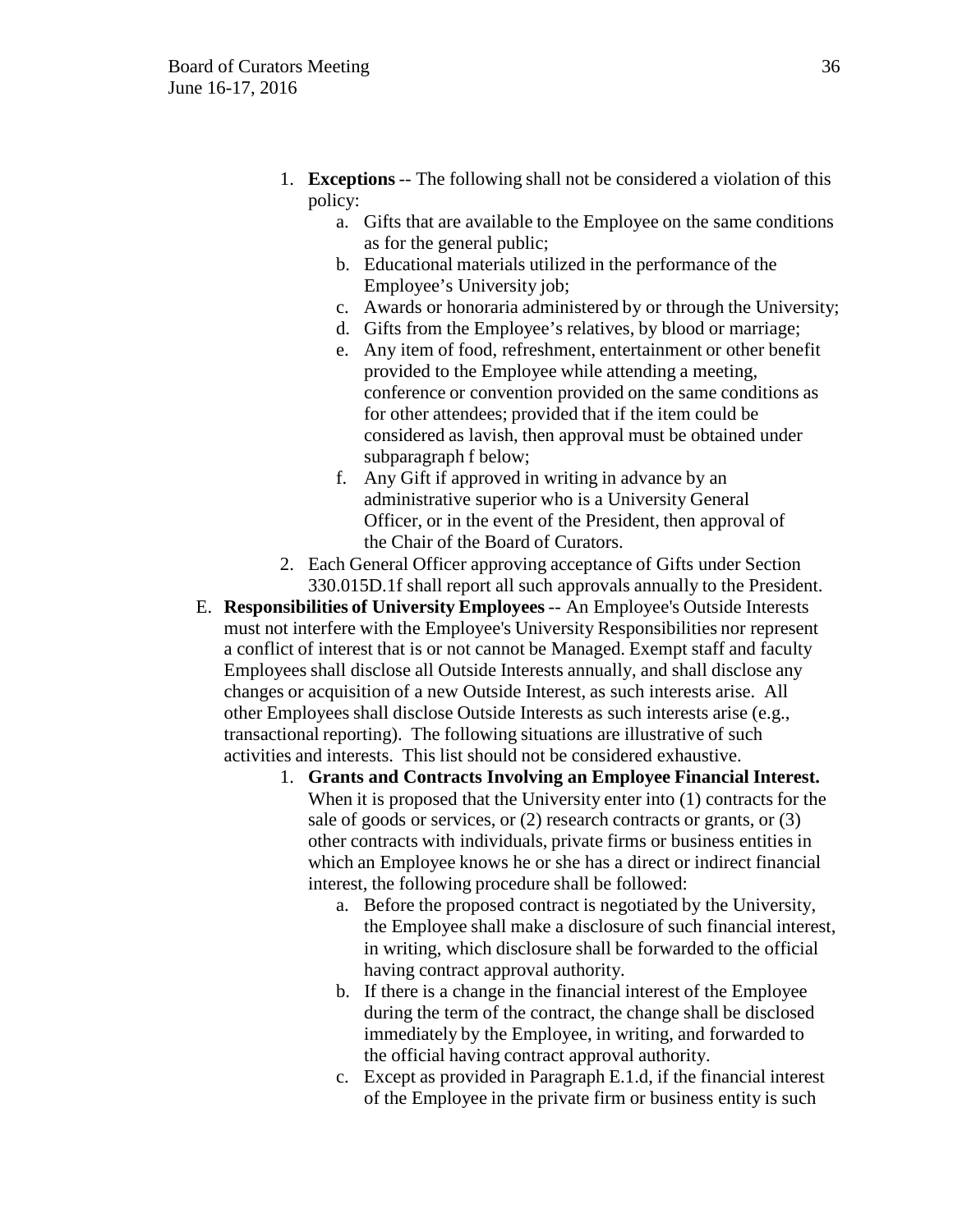1. **Exceptions** -- The following shall not be considered a violation of this policy:
   a. Gifts that are available to the Employee on the same conditions as for the general public;
   b. Educational materials utilized in the performance of the Employee's University job;
   c. Awards or honoraria administered by or through the University;
   d. Gifts from the Employee's relatives, by blood or marriage;
   e. Any item of food, refreshment, entertainment or other benefit provided to the Employee while attending a meeting, conference or convention provided on the same conditions as for other attendees; provided that if the item could be considered as lavish, then approval must be obtained under subparagraph f below;
   f. Any Gift if approved in writing in advance by an administrative superior who is a University General Officer, or in the event of the President, then approval of the Chair of the Board of Curators.
2. Each General Officer approving acceptance of Gifts under Section 330.015D.1f shall report all such approvals annually to the President.

E. **Responsibilities of University Employees** -- An Employee's Outside Interests must not interfere with the Employee's University Responsibilities nor represent a conflict of interest that is or not cannot be Managed. Exempt staff and faculty Employees shall disclose all Outside Interests annually, and shall disclose any changes or acquisition of a new Outside Interest, as such interests arise. All other Employees shall disclose Outside Interests as such interests arise (e.g., transactional reporting). The following situations are illustrative of such activities and interests. This list should not be considered exhaustive.

1. **Grants and Contracts Involving an Employee Financial Interest.** When it is proposed that the University enter into (1) contracts for the sale of goods or services, or (2) research contracts or grants, or (3) other contracts with individuals, private firms or business entities in which an Employee knows he or she has a direct or indirect financial interest, the following procedure shall be followed:
   a. Before the proposed contract is negotiated by the University, the Employee shall make a disclosure of such financial interest, in writing, which disclosure shall be forwarded to the official having contract approval authority.
   b. If there is a change in the financial interest of the Employee during the term of the contract, the change shall be disclosed immediately by the Employee, in writing, and forwarded to the official having contract approval authority.
   c. Except as provided in Paragraph E.1.d, if the financial interest of the Employee in the private firm or business entity is such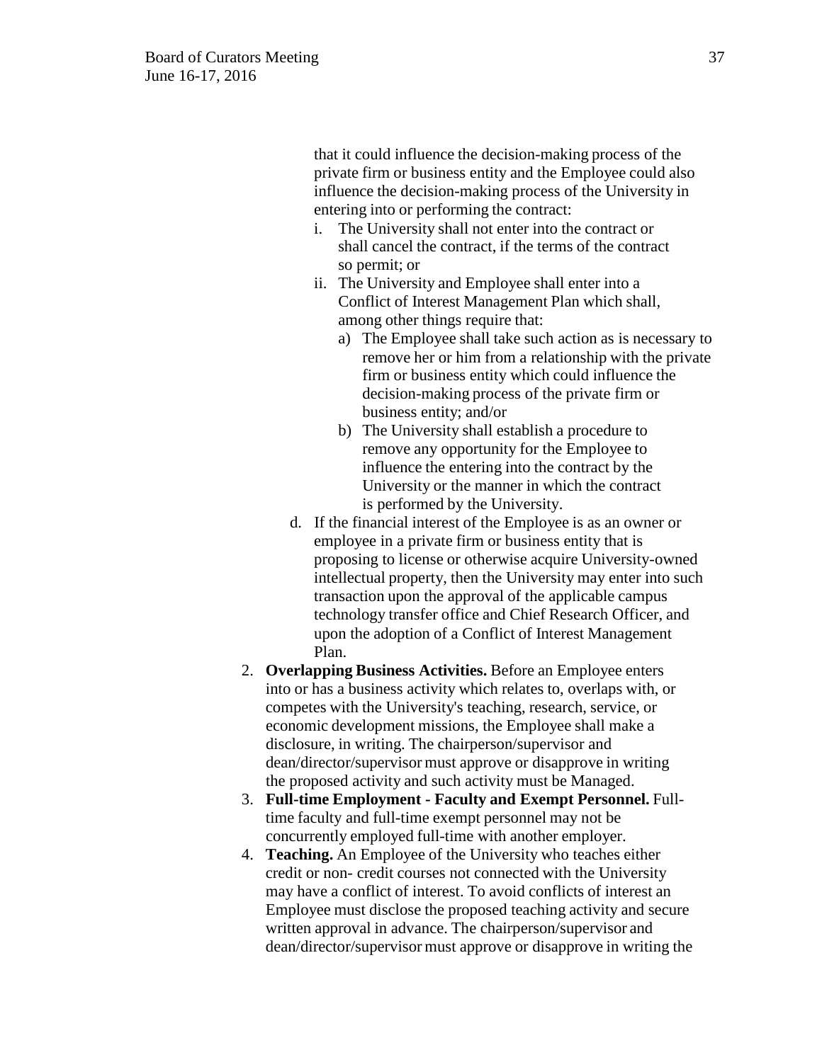that it could influence the decision-making process of the private firm or business entity and the Employee could also influence the decision-making process of the University in entering into or performing the contract:

   i. The University shall not enter into the contract or shall cancel the contract, if the terms of the contract so permit; or
   ii. The University and Employee shall enter into a Conflict of Interest Management Plan which shall, among other things require that:
      a) The Employee shall take such action as is necessary to remove her or him from a relationship with the private firm or business entity which could influence the decision-making process of the private firm or business entity; and/or
      b) The University shall establish a procedure to remove any opportunity for the Employee to influence the entering into the contract by the University or the manner in which the contract is performed by the University.

d. If the financial interest of the Employee is as an owner or employee in a private firm or business entity that is proposing to license or otherwise acquire University-owned intellectual property, then the University may enter into such transaction upon the approval of the applicable campus technology transfer office and Chief Research Officer, and upon the adoption of a Conflict of Interest Management Plan.

2. **Overlapping Business Activities.** Before an Employee enters into or has a business activity which relates to, overlaps with, or competes with the University's teaching, research, service, or economic development missions, the Employee shall make a disclosure, in writing. The chairperson/supervisor and dean/director/supervisor must approve or disapprove in writing the proposed activity and such activity must be Managed.
3. **Full-time Employment - Faculty and Exempt Personnel.** Full-time faculty and full-time exempt personnel may not be concurrently employed full-time with another employer.
4. **Teaching.** An Employee of the University who teaches either credit or non- credit courses not connected with the University may have a conflict of interest. To avoid conflicts of interest an Employee must disclose the proposed teaching activity and secure written approval in advance. The chairperson/supervisor and dean/director/supervisor must approve or disapprove in writing the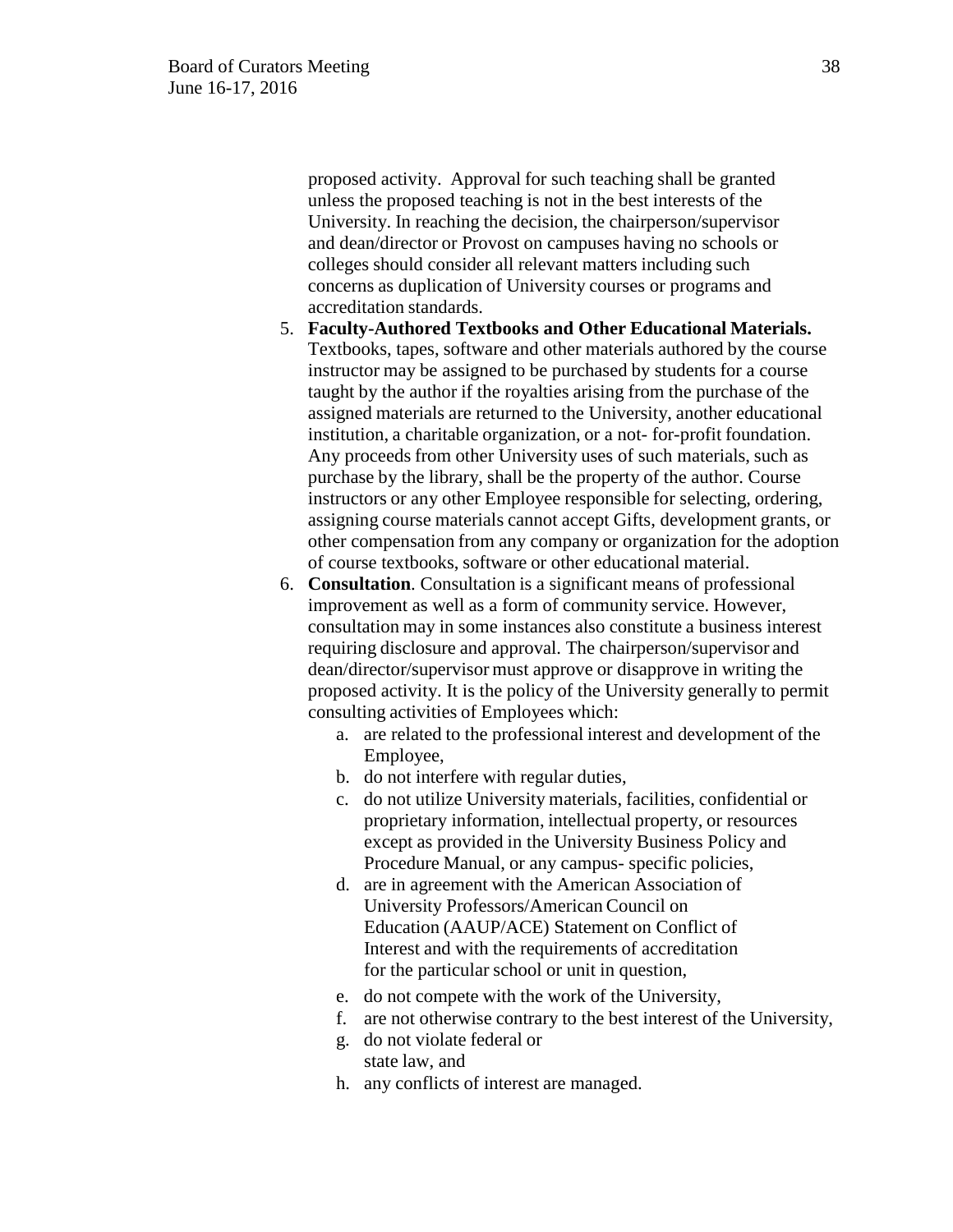proposed activity. Approval for such teaching shall be granted unless the proposed teaching is not in the best interests of the University. In reaching the decision, the chairperson/supervisor and dean/director or Provost on campuses having no schools or colleges should consider all relevant matters including such concerns as duplication of University courses or programs and accreditation standards.

5. **Faculty-Authored Textbooks and Other Educational Materials.** Textbooks, tapes, software and other materials authored by the course instructor may be assigned to be purchased by students for a course taught by the author if the royalties arising from the purchase of the assigned materials are returned to the University, another educational institution, a charitable organization, or a not- for-profit foundation. Any proceeds from other University uses of such materials, such as purchase by the library, shall be the property of the author. Course instructors or any other Employee responsible for selecting, ordering, assigning course materials cannot accept Gifts, development grants, or other compensation from any company or organization for the adoption of course textbooks, software or other educational material.
6. **Consultation**. Consultation is a significant means of professional improvement as well as a form of community service. However, consultation may in some instances also constitute a business interest requiring disclosure and approval. The chairperson/supervisor and dean/director/supervisor must approve or disapprove in writing the proposed activity. It is the policy of the University generally to permit consulting activities of Employees which:
   a. are related to the professional interest and development of the Employee,
   b. do not interfere with regular duties,
   c. do not utilize University materials, facilities, confidential or proprietary information, intellectual property, or resources except as provided in the University Business Policy and Procedure Manual, or any campus- specific policies,
   d. are in agreement with the American Association of University Professors/American Council on Education (AAUP/ACE) Statement on Conflict of Interest and with the requirements of accreditation for the particular school or unit in question,
   e. do not compete with the work of the University,
   f. are not otherwise contrary to the best interest of the University,
   g. do not violate federal or state law, and
   h. any conflicts of interest are managed.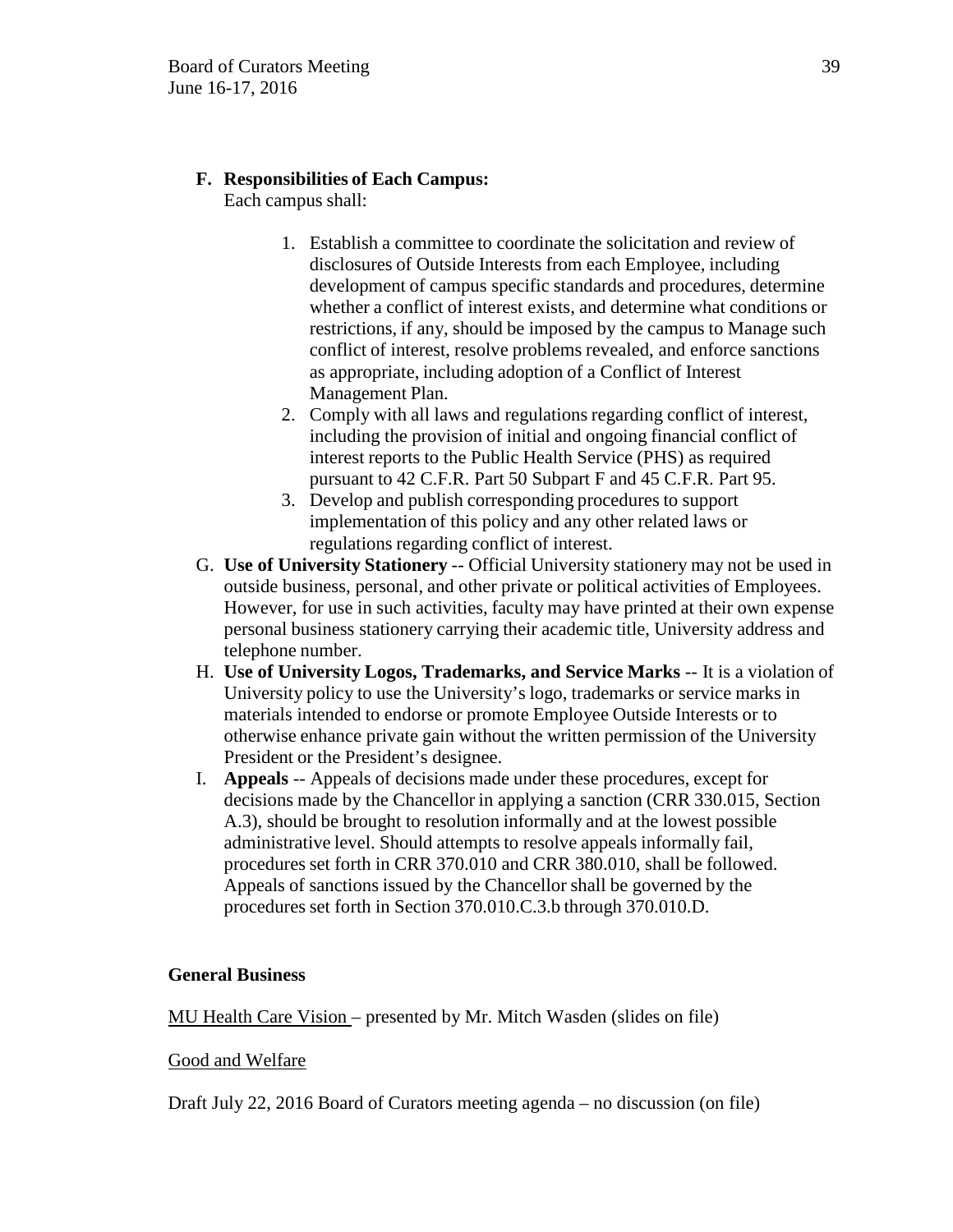**F. Responsibilities of Each Campus:**
Each campus shall:

1. Establish a committee to coordinate the solicitation and review of disclosures of Outside Interests from each Employee, including development of campus specific standards and procedures, determine whether a conflict of interest exists, and determine what conditions or restrictions, if any, should be imposed by the campus to Manage such conflict of interest, resolve problems revealed, and enforce sanctions as appropriate, including adoption of a Conflict of Interest Management Plan.
2. Comply with all laws and regulations regarding conflict of interest, including the provision of initial and ongoing financial conflict of interest reports to the Public Health Service (PHS) as required pursuant to 42 C.F.R. Part 50 Subpart F and 45 C.F.R. Part 95.
3. Develop and publish corresponding procedures to support implementation of this policy and any other related laws or regulations regarding conflict of interest.

G. **Use of University Stationery** -- Official University stationery may not be used in outside business, personal, and other private or political activities of Employees. However, for use in such activities, faculty may have printed at their own expense personal business stationery carrying their academic title, University address and telephone number.

H. **Use of University Logos, Trademarks, and Service Marks** -- It is a violation of University policy to use the University's logo, trademarks or service marks in materials intended to endorse or promote Employee Outside Interests or to otherwise enhance private gain without the written permission of the University President or the President's designee.

I. **Appeals** -- Appeals of decisions made under these procedures, except for decisions made by the Chancellor in applying a sanction (CRR 330.015, Section A.3), should be brought to resolution informally and at the lowest possible administrative level. Should attempts to resolve appeals informally fail, procedures set forth in CRR 370.010 and CRR 380.010, shall be followed. Appeals of sanctions issued by the Chancellor shall be governed by the procedures set forth in Section 370.010.C.3.b through 370.010.D.

**General Business**

MU Health Care Vision – presented by Mr. Mitch Wasden (slides on file)

Good and Welfare

Draft July 22, 2016 Board of Curators meeting agenda – no discussion (on file)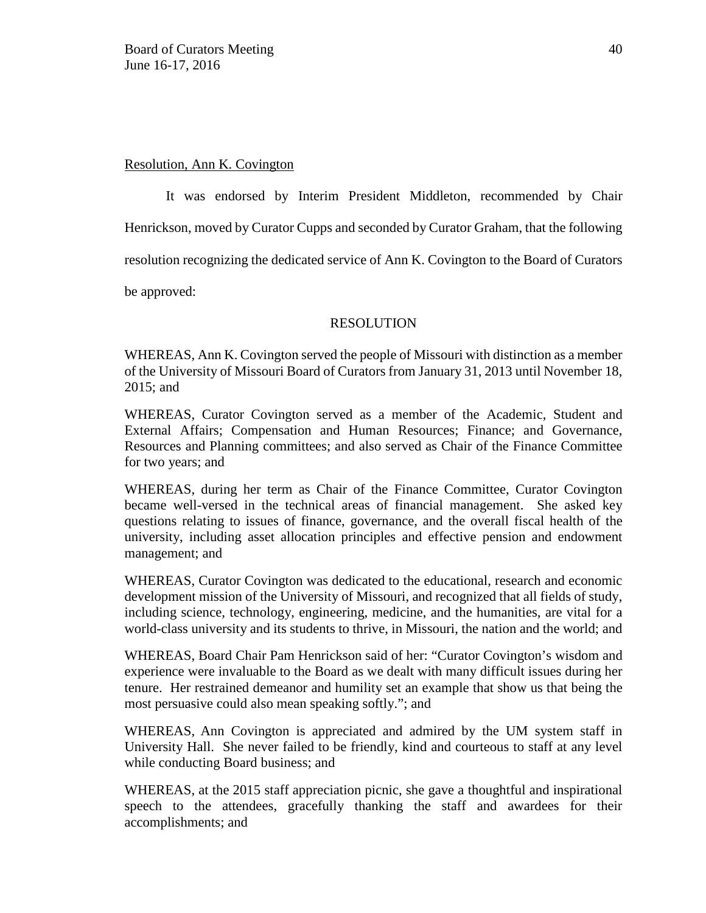Resolution, Ann K. Covington

It was endorsed by Interim President Middleton, recommended by Chair Henrickson, moved by Curator Cupps and seconded by Curator Graham, that the following resolution recognizing the dedicated service of Ann K. Covington to the Board of Curators be approved:

RESOLUTION

WHEREAS, Ann K. Covington served the people of Missouri with distinction as a member of the University of Missouri Board of Curators from January 31, 2013 until November 18, 2015; and

WHEREAS, Curator Covington served as a member of the Academic, Student and External Affairs; Compensation and Human Resources; Finance; and Governance, Resources and Planning committees; and also served as Chair of the Finance Committee for two years; and

WHEREAS, during her term as Chair of the Finance Committee, Curator Covington became well-versed in the technical areas of financial management. She asked key questions relating to issues of finance, governance, and the overall fiscal health of the university, including asset allocation principles and effective pension and endowment management; and

WHEREAS, Curator Covington was dedicated to the educational, research and economic development mission of the University of Missouri, and recognized that all fields of study, including science, technology, engineering, medicine, and the humanities, are vital for a world-class university and its students to thrive, in Missouri, the nation and the world; and

WHEREAS, Board Chair Pam Henrickson said of her: "Curator Covington's wisdom and experience were invaluable to the Board as we dealt with many difficult issues during her tenure. Her restrained demeanor and humility set an example that show us that being the most persuasive could also mean speaking softly."; and

WHEREAS, Ann Covington is appreciated and admired by the UM system staff in University Hall. She never failed to be friendly, kind and courteous to staff at any level while conducting Board business; and

WHEREAS, at the 2015 staff appreciation picnic, she gave a thoughtful and inspirational speech to the attendees, gracefully thanking the staff and awardees for their accomplishments; and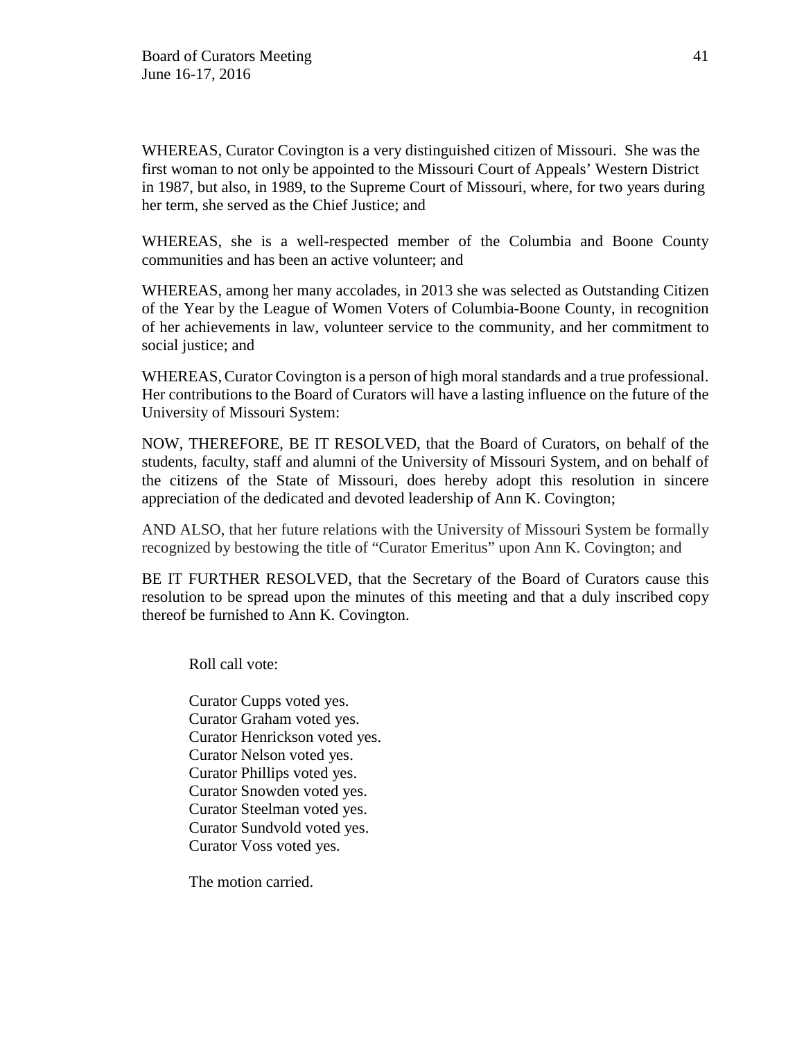WHEREAS, Curator Covington is a very distinguished citizen of Missouri. She was the first woman to not only be appointed to the Missouri Court of Appeals' Western District in 1987, but also, in 1989, to the Supreme Court of Missouri, where, for two years during her term, she served as the Chief Justice; and

WHEREAS, she is a well-respected member of the Columbia and Boone County communities and has been an active volunteer; and

WHEREAS, among her many accolades, in 2013 she was selected as Outstanding Citizen of the Year by the League of Women Voters of Columbia-Boone County, in recognition of her achievements in law, volunteer service to the community, and her commitment to social justice; and

WHEREAS, Curator Covington is a person of high moral standards and a true professional. Her contributions to the Board of Curators will have a lasting influence on the future of the University of Missouri System:

NOW, THEREFORE, BE IT RESOLVED, that the Board of Curators, on behalf of the students, faculty, staff and alumni of the University of Missouri System, and on behalf of the citizens of the State of Missouri, does hereby adopt this resolution in sincere appreciation of the dedicated and devoted leadership of Ann K. Covington;

AND ALSO, that her future relations with the University of Missouri System be formally recognized by bestowing the title of "Curator Emeritus" upon Ann K. Covington; and

BE IT FURTHER RESOLVED, that the Secretary of the Board of Curators cause this resolution to be spread upon the minutes of this meeting and that a duly inscribed copy thereof be furnished to Ann K. Covington.

Roll call vote:

Curator Cupps voted yes.
Curator Graham voted yes.
Curator Henrickson voted yes.
Curator Nelson voted yes.
Curator Phillips voted yes.
Curator Snowden voted yes.
Curator Steelman voted yes.
Curator Sundvold voted yes.
Curator Voss voted yes.

The motion carried.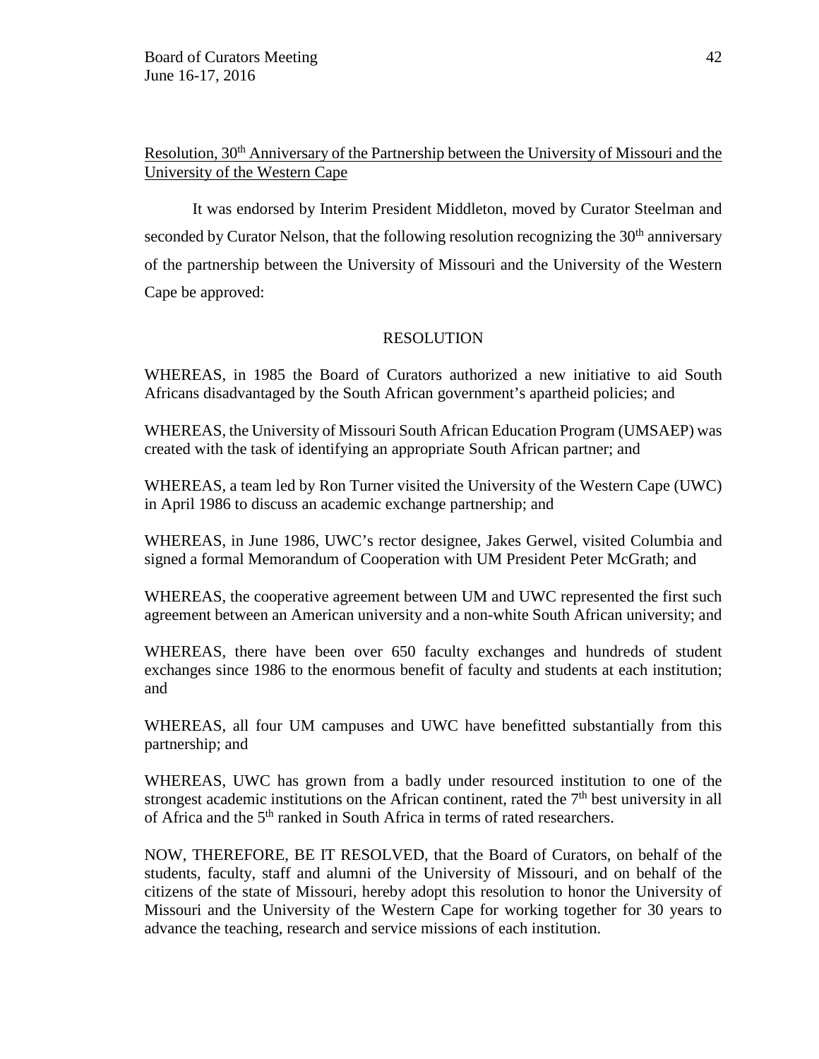Resolution, 30th Anniversary of the Partnership between the University of Missouri and the University of the Western Cape

It was endorsed by Interim President Middleton, moved by Curator Steelman and seconded by Curator Nelson, that the following resolution recognizing the 30th anniversary of the partnership between the University of Missouri and the University of the Western Cape be approved:

RESOLUTION

WHEREAS, in 1985 the Board of Curators authorized a new initiative to aid South Africans disadvantaged by the South African government's apartheid policies; and

WHEREAS, the University of Missouri South African Education Program (UMSAEP) was created with the task of identifying an appropriate South African partner; and

WHEREAS, a team led by Ron Turner visited the University of the Western Cape (UWC) in April 1986 to discuss an academic exchange partnership; and

WHEREAS, in June 1986, UWC's rector designee, Jakes Gerwel, visited Columbia and signed a formal Memorandum of Cooperation with UM President Peter McGrath; and

WHEREAS, the cooperative agreement between UM and UWC represented the first such agreement between an American university and a non-white South African university; and

WHEREAS, there have been over 650 faculty exchanges and hundreds of student exchanges since 1986 to the enormous benefit of faculty and students at each institution; and

WHEREAS, all four UM campuses and UWC have benefitted substantially from this partnership; and

WHEREAS, UWC has grown from a badly under resourced institution to one of the strongest academic institutions on the African continent, rated the 7th best university in all of Africa and the 5th ranked in South Africa in terms of rated researchers.

NOW, THEREFORE, BE IT RESOLVED, that the Board of Curators, on behalf of the students, faculty, staff and alumni of the University of Missouri, and on behalf of the citizens of the state of Missouri, hereby adopt this resolution to honor the University of Missouri and the University of the Western Cape for working together for 30 years to advance the teaching, research and service missions of each institution.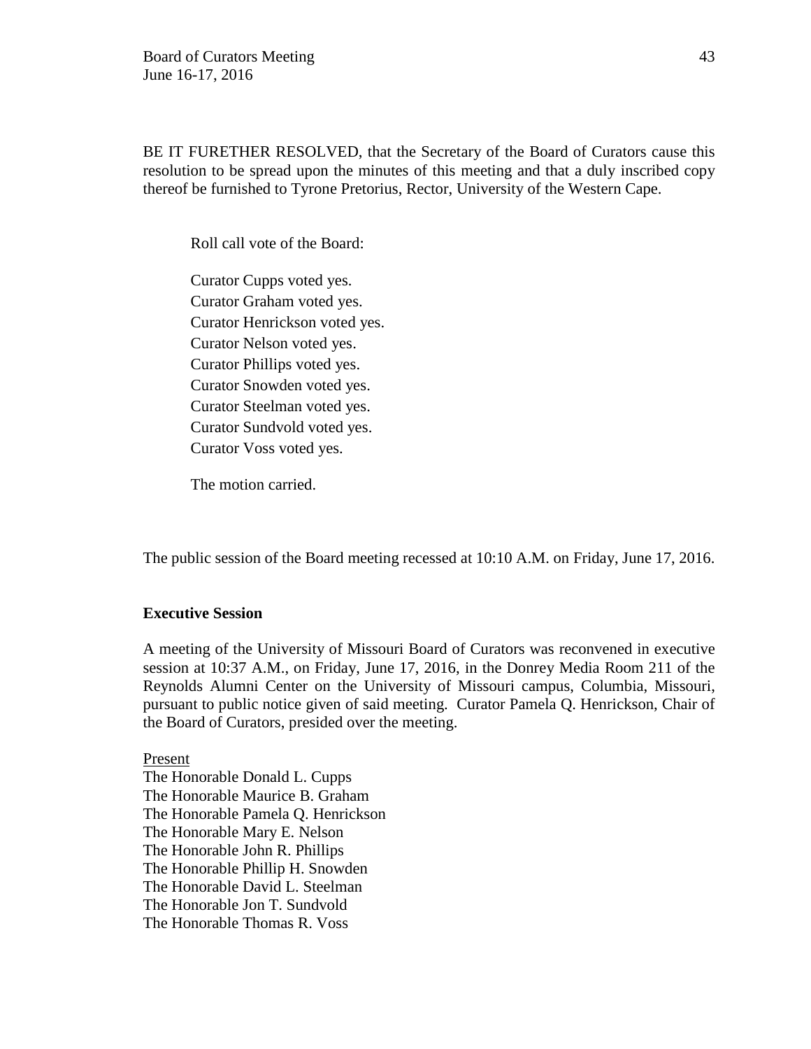BE IT FURETHER RESOLVED, that the Secretary of the Board of Curators cause this resolution to be spread upon the minutes of this meeting and that a duly inscribed copy thereof be furnished to Tyrone Pretorius, Rector, University of the Western Cape.

Roll call vote of the Board:

Curator Cupps voted yes.
Curator Graham voted yes.
Curator Henrickson voted yes.
Curator Nelson voted yes.
Curator Phillips voted yes.
Curator Snowden voted yes.
Curator Steelman voted yes.
Curator Sundvold voted yes.
Curator Voss voted yes.

The motion carried.

The public session of the Board meeting recessed at 10:10 A.M. on Friday, June 17, 2016.

**Executive Session**

A meeting of the University of Missouri Board of Curators was reconvened in executive session at 10:37 A.M., on Friday, June 17, 2016, in the Donrey Media Room 211 of the Reynolds Alumni Center on the University of Missouri campus, Columbia, Missouri, pursuant to public notice given of said meeting. Curator Pamela Q. Henrickson, Chair of the Board of Curators, presided over the meeting.

Present
The Honorable Donald L. Cupps
The Honorable Maurice B. Graham
The Honorable Pamela Q. Henrickson
The Honorable Mary E. Nelson
The Honorable John R. Phillips
The Honorable Phillip H. Snowden
The Honorable David L. Steelman
The Honorable Jon T. Sundvold
The Honorable Thomas R. Voss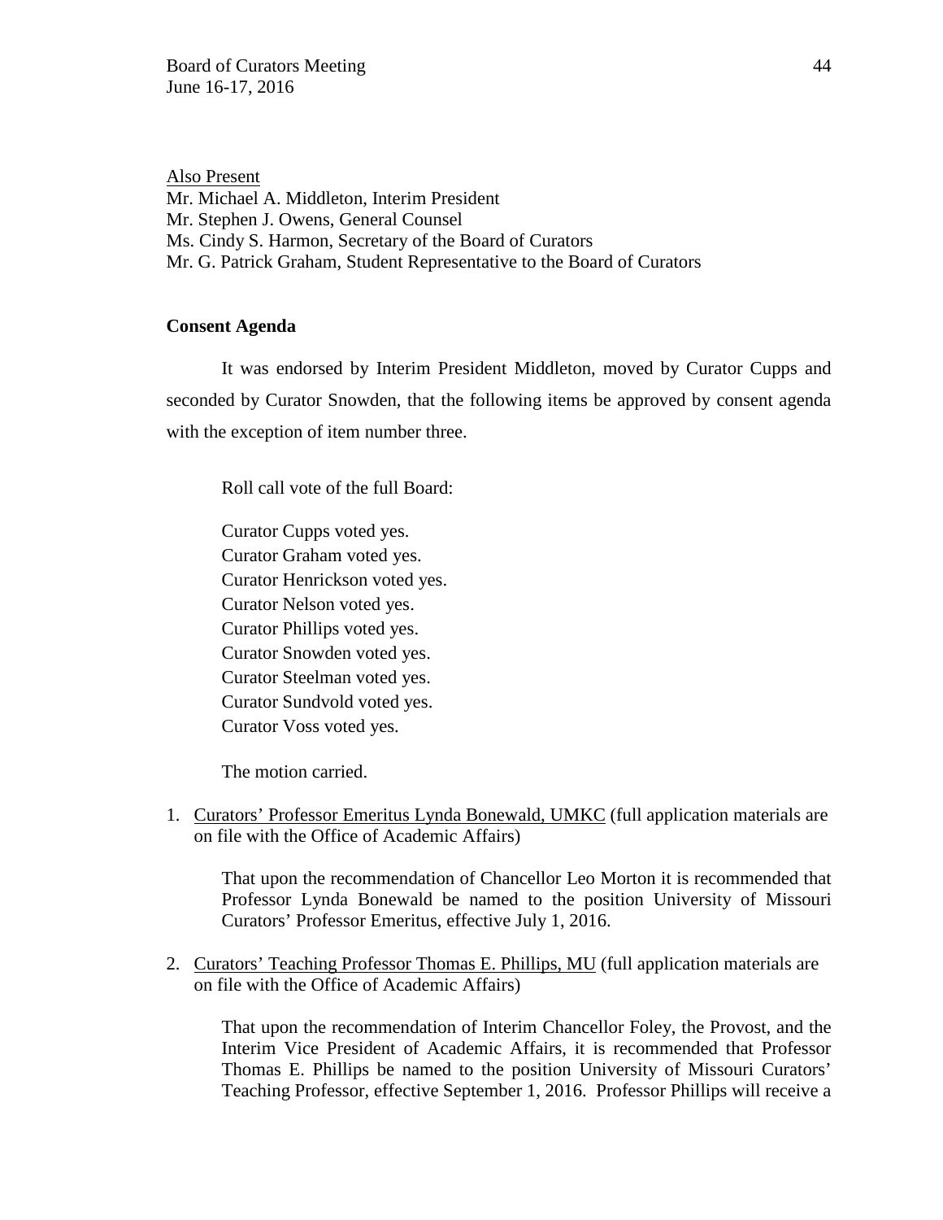<u>Also Present</u>
Mr. Michael A. Middleton, Interim President
Mr. Stephen J. Owens, General Counsel
Ms. Cindy S. Harmon, Secretary of the Board of Curators
Mr. G. Patrick Graham, Student Representative to the Board of Curators

**Consent Agenda**

It was endorsed by Interim President Middleton, moved by Curator Cupps and seconded by Curator Snowden, that the following items be approved by consent agenda with the exception of item number three.

Roll call vote of the full Board:

Curator Cupps voted yes.
Curator Graham voted yes.
Curator Henrickson voted yes.
Curator Nelson voted yes.
Curator Phillips voted yes.
Curator Snowden voted yes.
Curator Steelman voted yes.
Curator Sundvold voted yes.
Curator Voss voted yes.

The motion carried.

1. <u>Curators' Professor Emeritus Lynda Bonewald, UMKC</u> (full application materials are on file with the Office of Academic Affairs)

   That upon the recommendation of Chancellor Leo Morton it is recommended that Professor Lynda Bonewald be named to the position University of Missouri Curators' Professor Emeritus, effective July 1, 2016.

2. <u>Curators' Teaching Professor Thomas E. Phillips, MU</u> (full application materials are on file with the Office of Academic Affairs)

   That upon the recommendation of Interim Chancellor Foley, the Provost, and the Interim Vice President of Academic Affairs, it is recommended that Professor Thomas E. Phillips be named to the position University of Missouri Curators' Teaching Professor, effective September 1, 2016. Professor Phillips will receive a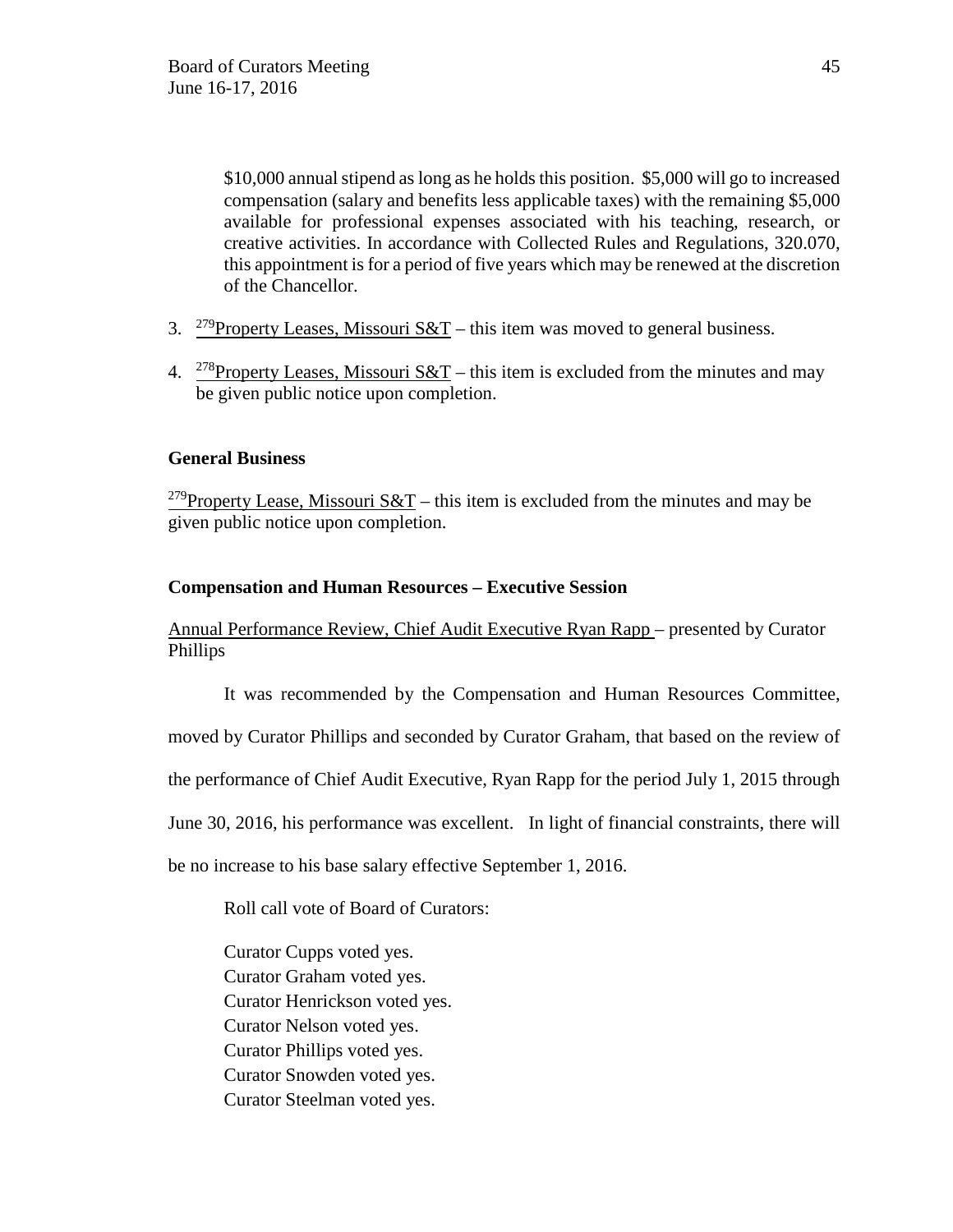\$10,000 annual stipend as long as he holds this position. \$5,000 will go to increased compensation (salary and benefits less applicable taxes) with the remaining \$5,000 available for professional expenses associated with his teaching, research, or creative activities. In accordance with Collected Rules and Regulations, 320.070, this appointment is for a period of five years which may be renewed at the discretion of the Chancellor.

3. [279]Property Leases, Missouri S&T – this item was moved to general business.

4. [278]Property Leases, Missouri S&T – this item is excluded from the minutes and may be given public notice upon completion.

**General Business**

[279]Property Lease, Missouri S&T – this item is excluded from the minutes and may be given public notice upon completion.

**Compensation and Human Resources – Executive Session**

Annual Performance Review, Chief Audit Executive Ryan Rapp – presented by Curator Phillips

It was recommended by the Compensation and Human Resources Committee, moved by Curator Phillips and seconded by Curator Graham, that based on the review of the performance of Chief Audit Executive, Ryan Rapp for the period July 1, 2015 through June 30, 2016, his performance was excellent. In light of financial constraints, there will be no increase to his base salary effective September 1, 2016.

Roll call vote of Board of Curators:

Curator Cupps voted yes.
Curator Graham voted yes.
Curator Henrickson voted yes.
Curator Nelson voted yes.
Curator Phillips voted yes.
Curator Snowden voted yes.
Curator Steelman voted yes.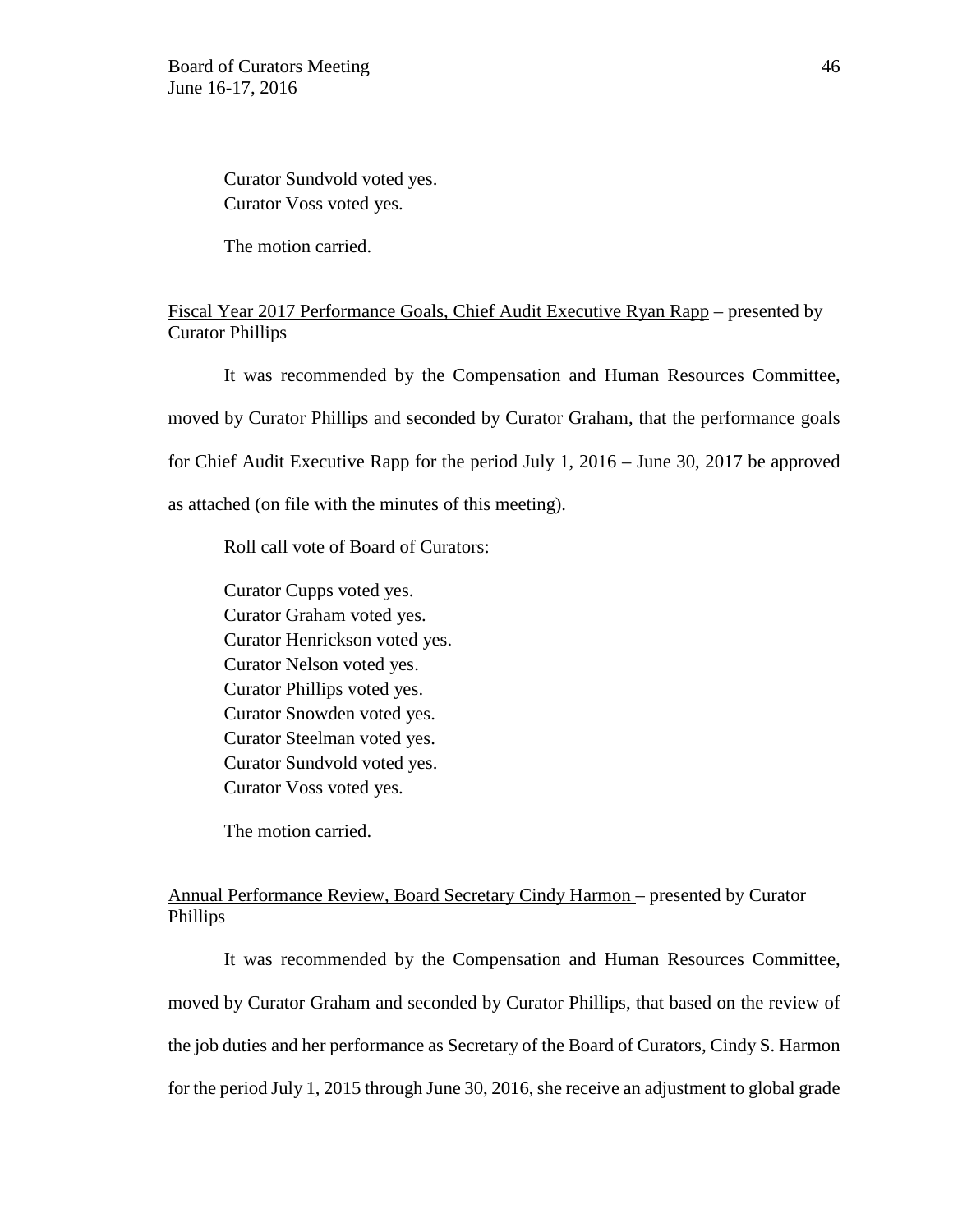Curator Sundvold voted yes.
Curator Voss voted yes.

The motion carried.

<u>Fiscal Year 2017 Performance Goals, Chief Audit Executive Ryan Rapp</u> – presented by Curator Phillips

It was recommended by the Compensation and Human Resources Committee, moved by Curator Phillips and seconded by Curator Graham, that the performance goals for Chief Audit Executive Rapp for the period July 1, 2016 – June 30, 2017 be approved as attached (on file with the minutes of this meeting).

Roll call vote of Board of Curators:

Curator Cupps voted yes.
Curator Graham voted yes.
Curator Henrickson voted yes.
Curator Nelson voted yes.
Curator Phillips voted yes.
Curator Snowden voted yes.
Curator Steelman voted yes.
Curator Sundvold voted yes.
Curator Voss voted yes.

The motion carried.

<u>Annual Performance Review, Board Secretary Cindy Harmon</u> – presented by Curator Phillips

It was recommended by the Compensation and Human Resources Committee, moved by Curator Graham and seconded by Curator Phillips, that based on the review of the job duties and her performance as Secretary of the Board of Curators, Cindy S. Harmon for the period July 1, 2015 through June 30, 2016, she receive an adjustment to global grade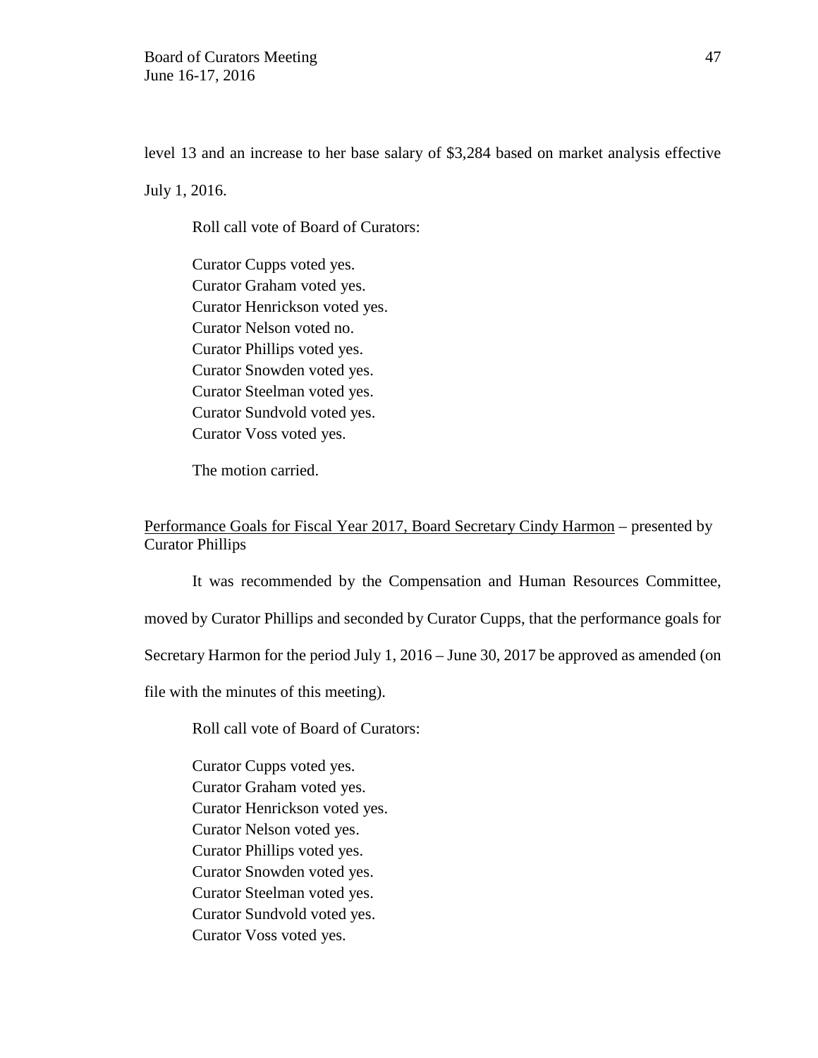level 13 and an increase to her base salary of $3,284 based on market analysis effective July 1, 2016.

Roll call vote of Board of Curators:

Curator Cupps voted yes.
Curator Graham voted yes.
Curator Henrickson voted yes.
Curator Nelson voted no.
Curator Phillips voted yes.
Curator Snowden voted yes.
Curator Steelman voted yes.
Curator Sundvold voted yes.
Curator Voss voted yes.

The motion carried.

<u>Performance Goals for Fiscal Year 2017, Board Secretary Cindy Harmon</u> – presented by Curator Phillips

It was recommended by the Compensation and Human Resources Committee, moved by Curator Phillips and seconded by Curator Cupps, that the performance goals for Secretary Harmon for the period July 1, 2016 – June 30, 2017 be approved as amended (on file with the minutes of this meeting).

Roll call vote of Board of Curators:

Curator Cupps voted yes.
Curator Graham voted yes.
Curator Henrickson voted yes.
Curator Nelson voted yes.
Curator Phillips voted yes.
Curator Snowden voted yes.
Curator Steelman voted yes.
Curator Sundvold voted yes.
Curator Voss voted yes.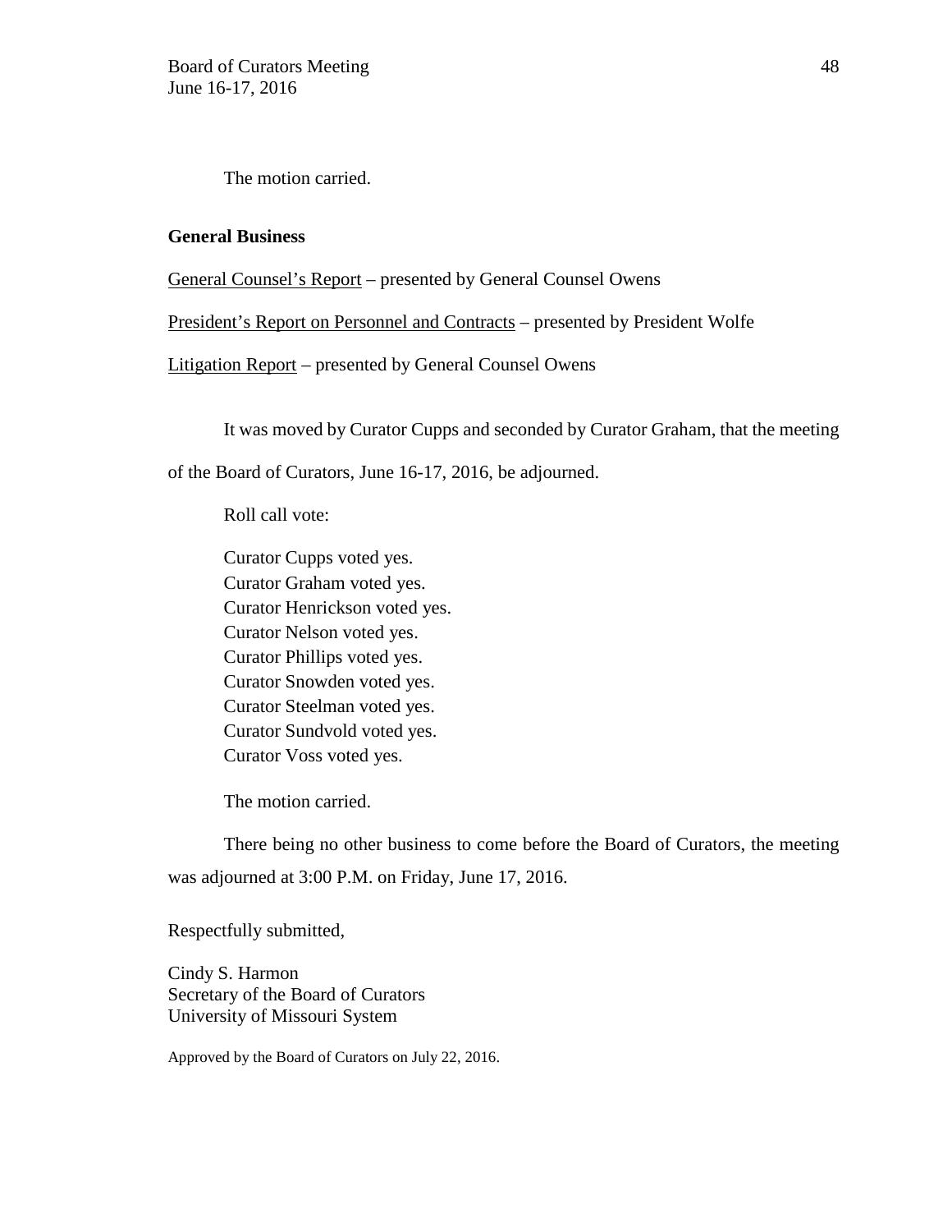The motion carried.

**General Business**

General Counsel's Report – presented by General Counsel Owens

President's Report on Personnel and Contracts – presented by President Wolfe

Litigation Report – presented by General Counsel Owens

It was moved by Curator Cupps and seconded by Curator Graham, that the meeting of the Board of Curators, June 16-17, 2016, be adjourned.

Roll call vote:

Curator Cupps voted yes.
Curator Graham voted yes.
Curator Henrickson voted yes.
Curator Nelson voted yes.
Curator Phillips voted yes.
Curator Snowden voted yes.
Curator Steelman voted yes.
Curator Sundvold voted yes.
Curator Voss voted yes.

The motion carried.

There being no other business to come before the Board of Curators, the meeting was adjourned at 3:00 P.M. on Friday, June 17, 2016.

Respectfully submitted,

Cindy S. Harmon
Secretary of the Board of Curators
University of Missouri System

Approved by the Board of Curators on July 22, 2016.